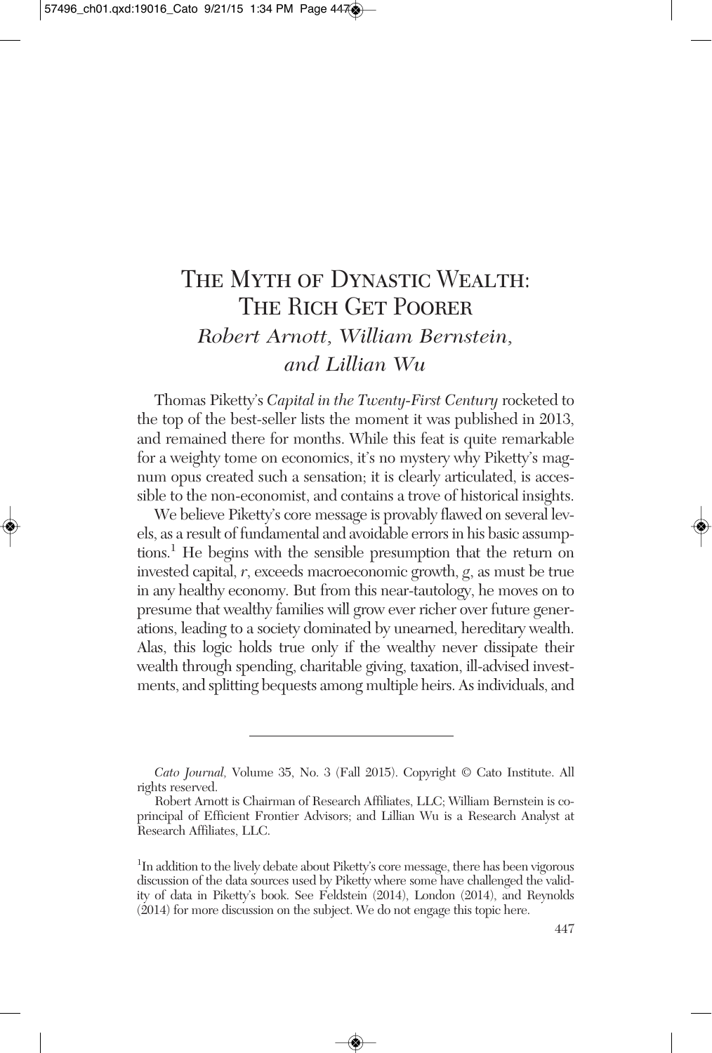# The Myth of Dynastic Wealth: The Rich Get Poorer

*Robert Arnott, William Bernstein, and Lillian Wu*

Thomas Piketty's *Capital in the Twenty-First Century* rocketed to the top of the best-seller lists the moment it was published in 2013, and remained there for months. While this feat is quite remarkable for a weighty tome on economics, it's no mystery why Piketty's magnum opus created such a sensation; it is clearly articulated, is accessible to the non-economist, and contains a trove of historical insights.

We believe Piketty's core message is provably flawed on several levels, as a result of fundamental and avoidable errors in his basic assumptions.[1] He begins with the sensible presumption that the return on invested capital, $r$, exceeds macroeconomic growth, $g$, as must be true in any healthy economy. But from this near-tautology, he moves on to presume that wealthy families will grow ever richer over future generations, leading to a society dominated by unearned, hereditary wealth. Alas, this logic holds true only if the wealthy never dissipate their wealth through spending, charitable giving, taxation, ill-advised investments, and splitting bequests among multiple heirs. As individuals, and

---

*Cato Journal*, Volume 35, No. 3 (Fall 2015). Copyright © Cato Institute. All rights reserved.

Robert Arnott is Chairman of Research Affiliates, LLC; William Bernstein is coprincipal of Efficient Frontier Advisors; and Lillian Wu is a Research Analyst at Research Affiliates, LLC.

[1] In addition to the lively debate about Piketty's core message, there has been vigorous discussion of the data sources used by Piketty where some have challenged the validity of data in Piketty's book. See Feldstein (2014), London (2014), and Reynolds (2014) for more discussion on the subject. We do not engage this topic here.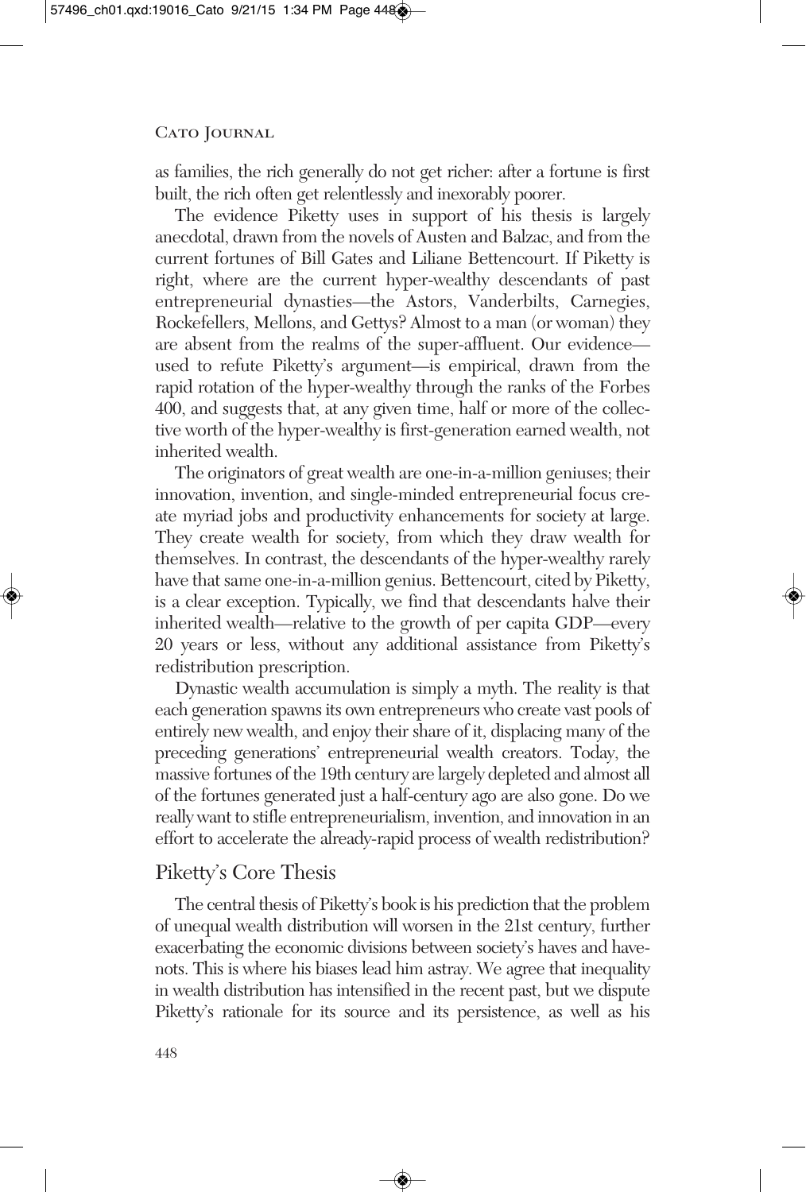as families, the rich generally do not get richer: after a fortune is first built, the rich often get relentlessly and inexorably poorer.

The evidence Piketty uses in support of his thesis is largely anecdotal, drawn from the novels of Austen and Balzac, and from the current fortunes of Bill Gates and Liliane Bettencourt. If Piketty is right, where are the current hyper-wealthy descendants of past entrepreneurial dynasties—the Astors, Vanderbilts, Carnegies, Rockefellers, Mellons, and Gettys? Almost to a man (or woman) they are absent from the realms of the super-affluent. Our evidence—used to refute Piketty's argument—is empirical, drawn from the rapid rotation of the hyper-wealthy through the ranks of the Forbes 400, and suggests that, at any given time, half or more of the collective worth of the hyper-wealthy is first-generation earned wealth, not inherited wealth.

The originators of great wealth are one-in-a-million geniuses; their innovation, invention, and single-minded entrepreneurial focus create myriad jobs and productivity enhancements for society at large. They create wealth for society, from which they draw wealth for themselves. In contrast, the descendants of the hyper-wealthy rarely have that same one-in-a-million genius. Bettencourt, cited by Piketty, is a clear exception. Typically, we find that descendants halve their inherited wealth—relative to the growth of per capita GDP—every 20 years or less, without any additional assistance from Piketty's redistribution prescription.

Dynastic wealth accumulation is simply a myth. The reality is that each generation spawns its own entrepreneurs who create vast pools of entirely new wealth, and enjoy their share of it, displacing many of the preceding generations' entrepreneurial wealth creators. Today, the massive fortunes of the 19th century are largely depleted and almost all of the fortunes generated just a half-century ago are also gone. Do we really want to stifle entrepreneurialism, invention, and innovation in an effort to accelerate the already-rapid process of wealth redistribution?

## Piketty's Core Thesis

The central thesis of Piketty's book is his prediction that the problem of unequal wealth distribution will worsen in the 21st century, further exacerbating the economic divisions between society's haves and have-nots. This is where his biases lead him astray. We agree that inequality in wealth distribution has intensified in the recent past, but we dispute Piketty's rationale for its source and its persistence, as well as his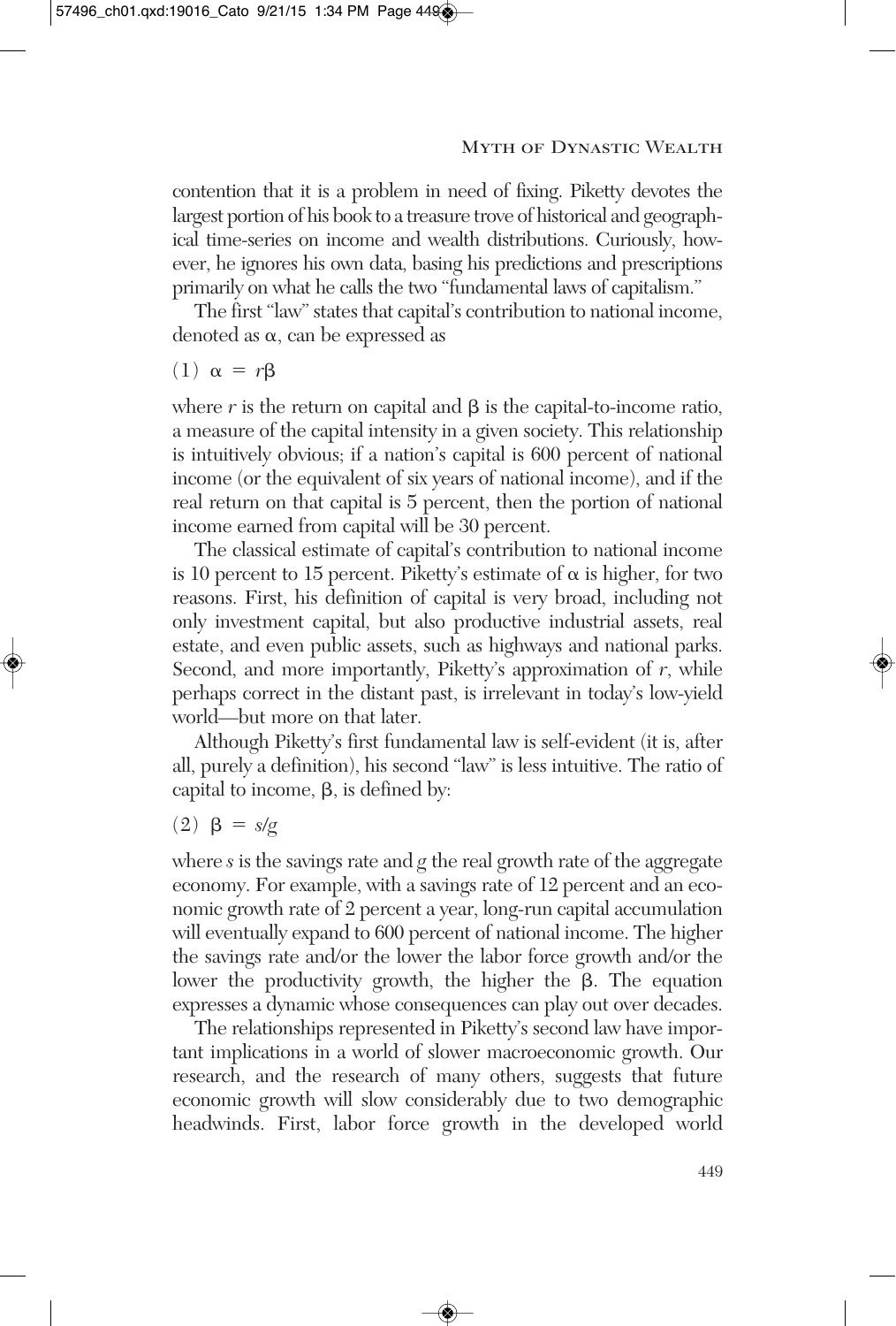contention that it is a problem in need of fixing. Piketty devotes the largest portion of his book to a treasure trove of historical and geographical time-series on income and wealth distributions. Curiously, however, he ignores his own data, basing his predictions and prescriptions primarily on what he calls the two "fundamental laws of capitalism."

The first "law" states that capital's contribution to national income, denoted as $\alpha$, can be expressed as

$$(1)\quad \alpha = r\beta$$

where $r$ is the return on capital and $\beta$ is the capital-to-income ratio, a measure of the capital intensity in a given society. This relationship is intuitively obvious; if a nation's capital is 600 percent of national income (or the equivalent of six years of national income), and if the real return on that capital is 5 percent, then the portion of national income earned from capital will be 30 percent.

The classical estimate of capital's contribution to national income is 10 percent to 15 percent. Piketty's estimate of $\alpha$ is higher, for two reasons. First, his definition of capital is very broad, including not only investment capital, but also productive industrial assets, real estate, and even public assets, such as highways and national parks. Second, and more importantly, Piketty's approximation of $r$, while perhaps correct in the distant past, is irrelevant in today's low-yield world—but more on that later.

Although Piketty's first fundamental law is self-evident (it is, after all, purely a definition), his second "law" is less intuitive. The ratio of capital to income, $\beta$, is defined by:

$$(2)\quad \beta = s/g$$

where $s$ is the savings rate and $g$ the real growth rate of the aggregate economy. For example, with a savings rate of 12 percent and an economic growth rate of 2 percent a year, long-run capital accumulation will eventually expand to 600 percent of national income. The higher the savings rate and/or the lower the labor force growth and/or the lower the productivity growth, the higher the $\beta$. The equation expresses a dynamic whose consequences can play out over decades.

The relationships represented in Piketty's second law have important implications in a world of slower macroeconomic growth. Our research, and the research of many others, suggests that future economic growth will slow considerably due to two demographic headwinds. First, labor force growth in the developed world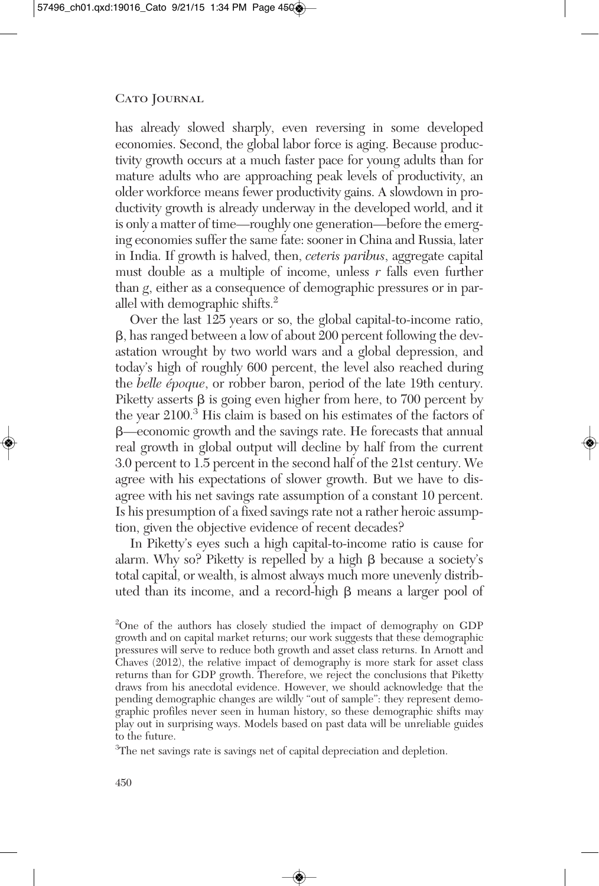has already slowed sharply, even reversing in some developed economies. Second, the global labor force is aging. Because productivity growth occurs at a much faster pace for young adults than for mature adults who are approaching peak levels of productivity, an older workforce means fewer productivity gains. A slowdown in productivity growth is already underway in the developed world, and it is only a matter of time—roughly one generation—before the emerging economies suffer the same fate: sooner in China and Russia, later in India. If growth is halved, then, *ceteris paribus*, aggregate capital must double as a multiple of income, unless $r$ falls even further than $g$, either as a consequence of demographic pressures or in parallel with demographic shifts.[2]

Over the last 125 years or so, the global capital-to-income ratio, $\beta$, has ranged between a low of about 200 percent following the devastation wrought by two world wars and a global depression, and today's high of roughly 600 percent, the level also reached during the *belle époque*, or robber baron, period of the late 19th century. Piketty asserts $\beta$ is going even higher from here, to 700 percent by the year 2100.[3] His claim is based on his estimates of the factors of $\beta$—economic growth and the savings rate. He forecasts that annual real growth in global output will decline by half from the current 3.0 percent to 1.5 percent in the second half of the 21st century. We agree with his expectations of slower growth. But we have to disagree with his net savings rate assumption of a constant 10 percent. Is his presumption of a fixed savings rate not a rather heroic assumption, given the objective evidence of recent decades?

In Piketty's eyes such a high capital-to-income ratio is cause for alarm. Why so? Piketty is repelled by a high $\beta$ because a society's total capital, or wealth, is almost always much more unevenly distributed than its income, and a record-high $\beta$ means a larger pool of

[2]One of the authors has closely studied the impact of demography on GDP growth and on capital market returns; our work suggests that these demographic pressures will serve to reduce both growth and asset class returns. In Arnott and Chaves (2012), the relative impact of demography is more stark for asset class returns than for GDP growth. Therefore, we reject the conclusions that Piketty draws from his anecdotal evidence. However, we should acknowledge that the pending demographic changes are wildly "out of sample": they represent demographic profiles never seen in human history, so these demographic shifts may play out in surprising ways. Models based on past data will be unreliable guides to the future.

[3]The net savings rate is savings net of capital depreciation and depletion.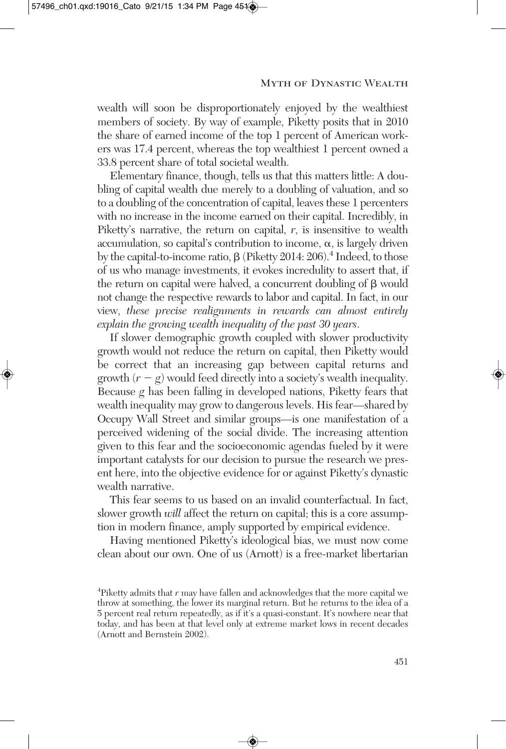wealth will soon be disproportionately enjoyed by the wealthiest members of society. By way of example, Piketty posits that in 2010 the share of earned income of the top 1 percent of American workers was 17.4 percent, whereas the top wealthiest 1 percent owned a 33.8 percent share of total societal wealth.

Elementary finance, though, tells us that this matters little: A doubling of capital wealth due merely to a doubling of valuation, and so to a doubling of the concentration of capital, leaves these 1 percenters with no increase in the income earned on their capital. Incredibly, in Piketty's narrative, the return on capital, $r$, is insensitive to wealth accumulation, so capital's contribution to income, $\alpha$, is largely driven by the capital-to-income ratio, $\beta$ (Piketty 2014: 206).[4] Indeed, to those of us who manage investments, it evokes incredulity to assert that, if the return on capital were halved, a concurrent doubling of $\beta$ would not change the respective rewards to labor and capital. In fact, in our view, *these precise realignments in rewards can almost entirely explain the growing wealth inequality of the past 30 years*.

If slower demographic growth coupled with slower productivity growth would not reduce the return on capital, then Piketty would be correct that an increasing gap between capital returns and growth ($r - g$) would feed directly into a society's wealth inequality. Because $g$ has been falling in developed nations, Piketty fears that wealth inequality may grow to dangerous levels. His fear—shared by Occupy Wall Street and similar groups—is one manifestation of a perceived widening of the social divide. The increasing attention given to this fear and the socioeconomic agendas fueled by it were important catalysts for our decision to pursue the research we present here, into the objective evidence for or against Piketty's dynastic wealth narrative.

This fear seems to us based on an invalid counterfactual. In fact, slower growth *will* affect the return on capital; this is a core assumption in modern finance, amply supported by empirical evidence.

Having mentioned Piketty's ideological bias, we must now come clean about our own. One of us (Arnott) is a free-market libertarian

[4]Piketty admits that $r$ may have fallen and acknowledges that the more capital we throw at something, the lower its marginal return. But he returns to the idea of a 5 percent real return repeatedly, as if it's a quasi-constant. It's nowhere near that today, and has been at that level only at extreme market lows in recent decades (Arnott and Bernstein 2002).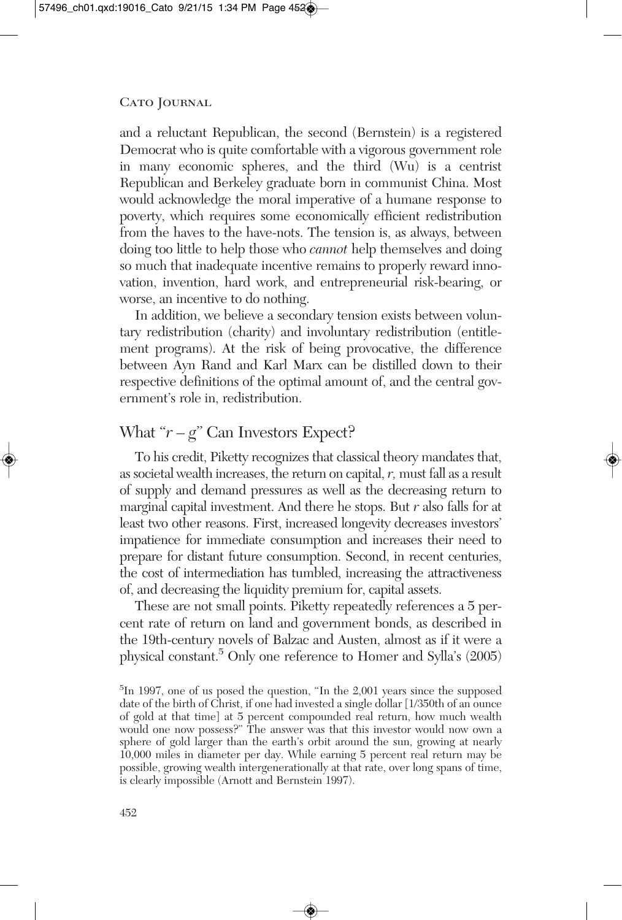and a reluctant Republican, the second (Bernstein) is a registered Democrat who is quite comfortable with a vigorous government role in many economic spheres, and the third (Wu) is a centrist Republican and Berkeley graduate born in communist China. Most would acknowledge the moral imperative of a humane response to poverty, which requires some economically efficient redistribution from the haves to the have-nots. The tension is, as always, between doing too little to help those who *cannot* help themselves and doing so much that inadequate incentive remains to properly reward innovation, invention, hard work, and entrepreneurial risk-bearing, or worse, an incentive to do nothing.

In addition, we believe a secondary tension exists between voluntary redistribution (charity) and involuntary redistribution (entitlement programs). At the risk of being provocative, the difference between Ayn Rand and Karl Marx can be distilled down to their respective definitions of the optimal amount of, and the central government's role in, redistribution.

## What "$r - g$" Can Investors Expect?

To his credit, Piketty recognizes that classical theory mandates that, as societal wealth increases, the return on capital, $r$, must fall as a result of supply and demand pressures as well as the decreasing return to marginal capital investment. And there he stops. But $r$ also falls for at least two other reasons. First, increased longevity decreases investors' impatience for immediate consumption and increases their need to prepare for distant future consumption. Second, in recent centuries, the cost of intermediation has tumbled, increasing the attractiveness of, and decreasing the liquidity premium for, capital assets.

These are not small points. Piketty repeatedly references a 5 percent rate of return on land and government bonds, as described in the 19th-century novels of Balzac and Austen, almost as if it were a physical constant.[5] Only one reference to Homer and Sylla's (2005)

[5]In 1997, one of us posed the question, "In the 2,001 years since the supposed date of the birth of Christ, if one had invested a single dollar [1/350th of an ounce of gold at that time] at 5 percent compounded real return, how much wealth would one now possess?" The answer was that this investor would now own a sphere of gold larger than the earth's orbit around the sun, growing at nearly 10,000 miles in diameter per day. While earning 5 percent real return may be possible, growing wealth intergenerationally at that rate, over long spans of time, is clearly impossible (Arnott and Bernstein 1997).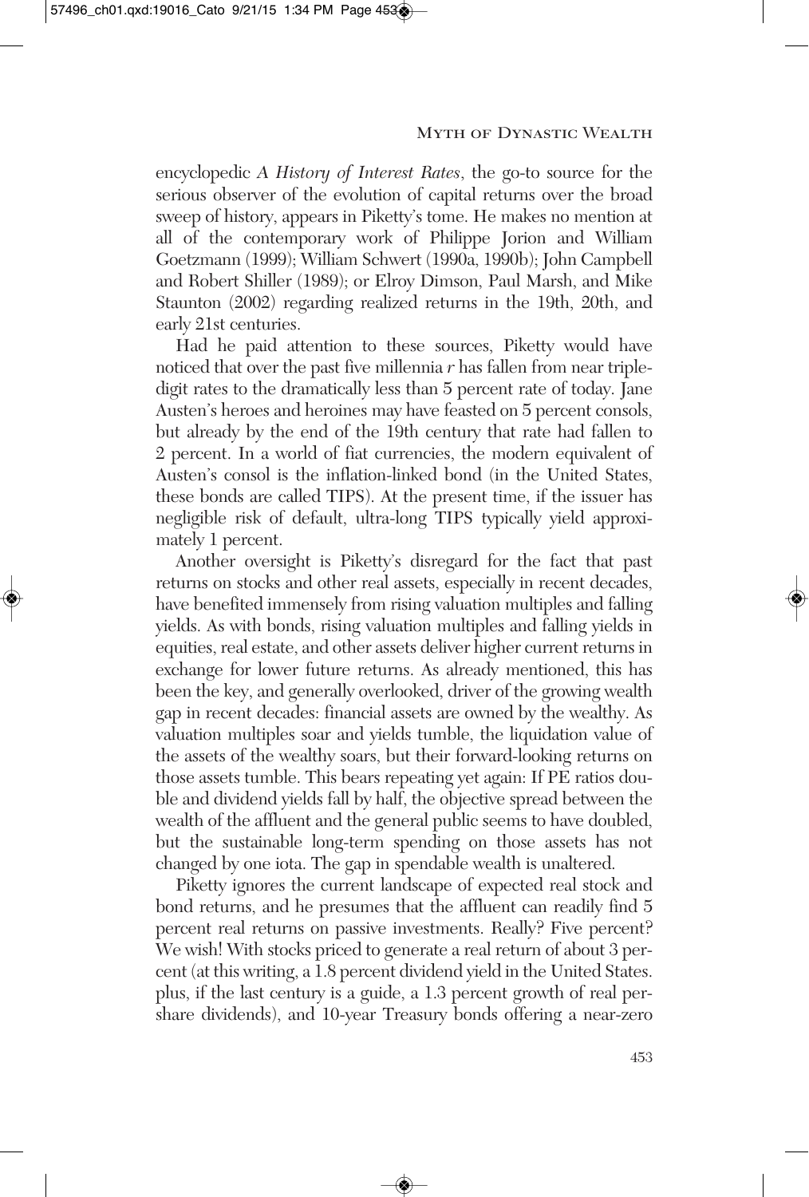encyclopedic *A History of Interest Rates*, the go-to source for the serious observer of the evolution of capital returns over the broad sweep of history, appears in Piketty's tome. He makes no mention at all of the contemporary work of Philippe Jorion and William Goetzmann (1999); William Schwert (1990a, 1990b); John Campbell and Robert Shiller (1989); or Elroy Dimson, Paul Marsh, and Mike Staunton (2002) regarding realized returns in the 19th, 20th, and early 21st centuries.

Had he paid attention to these sources, Piketty would have noticed that over the past five millennia *r* has fallen from near triple-digit rates to the dramatically less than 5 percent rate of today. Jane Austen's heroes and heroines may have feasted on 5 percent consols, but already by the end of the 19th century that rate had fallen to 2 percent. In a world of fiat currencies, the modern equivalent of Austen's consol is the inflation-linked bond (in the United States, these bonds are called TIPS). At the present time, if the issuer has negligible risk of default, ultra-long TIPS typically yield approximately 1 percent.

Another oversight is Piketty's disregard for the fact that past returns on stocks and other real assets, especially in recent decades, have benefited immensely from rising valuation multiples and falling yields. As with bonds, rising valuation multiples and falling yields in equities, real estate, and other assets deliver higher current returns in exchange for lower future returns. As already mentioned, this has been the key, and generally overlooked, driver of the growing wealth gap in recent decades: financial assets are owned by the wealthy. As valuation multiples soar and yields tumble, the liquidation value of the assets of the wealthy soars, but their forward-looking returns on those assets tumble. This bears repeating yet again: If PE ratios double and dividend yields fall by half, the objective spread between the wealth of the affluent and the general public seems to have doubled, but the sustainable long-term spending on those assets has not changed by one iota. The gap in spendable wealth is unaltered.

Piketty ignores the current landscape of expected real stock and bond returns, and he presumes that the affluent can readily find 5 percent real returns on passive investments. Really? Five percent? We wish! With stocks priced to generate a real return of about 3 percent (at this writing, a 1.8 percent dividend yield in the United States. plus, if the last century is a guide, a 1.3 percent growth of real per-share dividends), and 10-year Treasury bonds offering a near-zero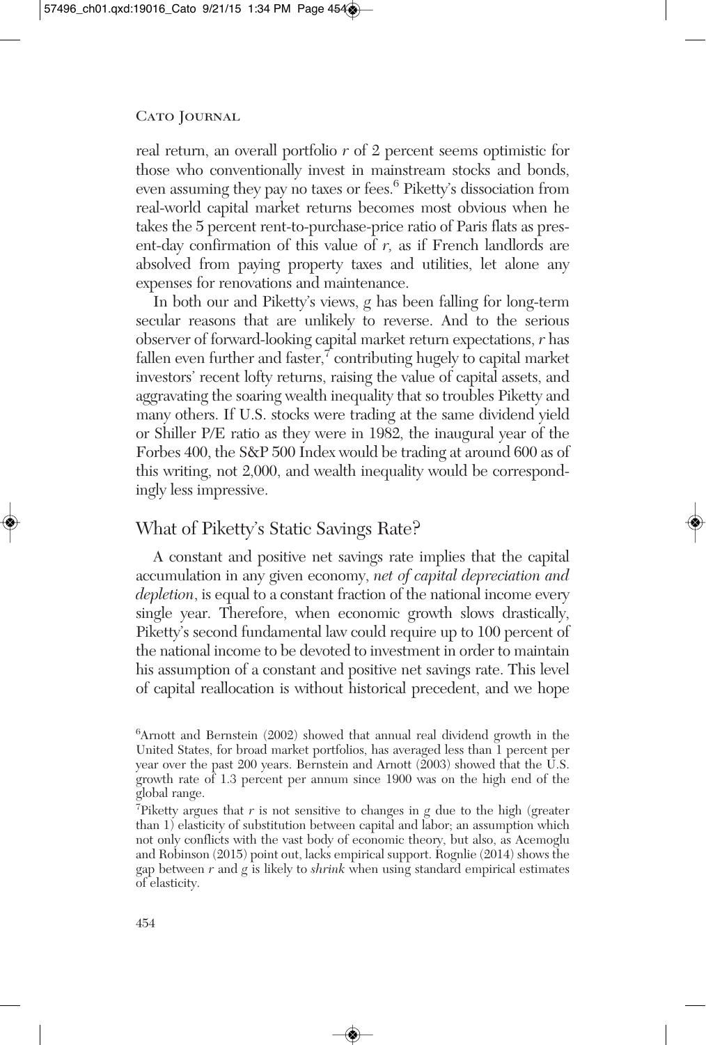real return, an overall portfolio $r$ of 2 percent seems optimistic for those who conventionally invest in mainstream stocks and bonds, even assuming they pay no taxes or fees.[6] Piketty's dissociation from real-world capital market returns becomes most obvious when he takes the 5 percent rent-to-purchase-price ratio of Paris flats as present-day confirmation of this value of $r$, as if French landlords are absolved from paying property taxes and utilities, let alone any expenses for renovations and maintenance.

In both our and Piketty's views, $g$ has been falling for long-term secular reasons that are unlikely to reverse. And to the serious observer of forward-looking capital market return expectations, $r$ has fallen even further and faster,[7] contributing hugely to capital market investors' recent lofty returns, raising the value of capital assets, and aggravating the soaring wealth inequality that so troubles Piketty and many others. If U.S. stocks were trading at the same dividend yield or Shiller P/E ratio as they were in 1982, the inaugural year of the Forbes 400, the S&P 500 Index would be trading at around 600 as of this writing, not 2,000, and wealth inequality would be correspondingly less impressive.

## What of Piketty's Static Savings Rate?

A constant and positive net savings rate implies that the capital accumulation in any given economy, *net of capital depreciation and depletion*, is equal to a constant fraction of the national income every single year. Therefore, when economic growth slows drastically, Piketty's second fundamental law could require up to 100 percent of the national income to be devoted to investment in order to maintain his assumption of a constant and positive net savings rate. This level of capital reallocation is without historical precedent, and we hope

---

[6]Arnott and Bernstein (2002) showed that annual real dividend growth in the United States, for broad market portfolios, has averaged less than 1 percent per year over the past 200 years. Bernstein and Arnott (2003) showed that the U.S. growth rate of 1.3 percent per annum since 1900 was on the high end of the global range.

[7]Piketty argues that $r$ is not sensitive to changes in $g$ due to the high (greater than 1) elasticity of substitution between capital and labor; an assumption which not only conflicts with the vast body of economic theory, but also, as Acemoglu and Robinson (2015) point out, lacks empirical support. Rognlie (2014) shows the gap between $r$ and $g$ is likely to *shrink* when using standard empirical estimates of elasticity.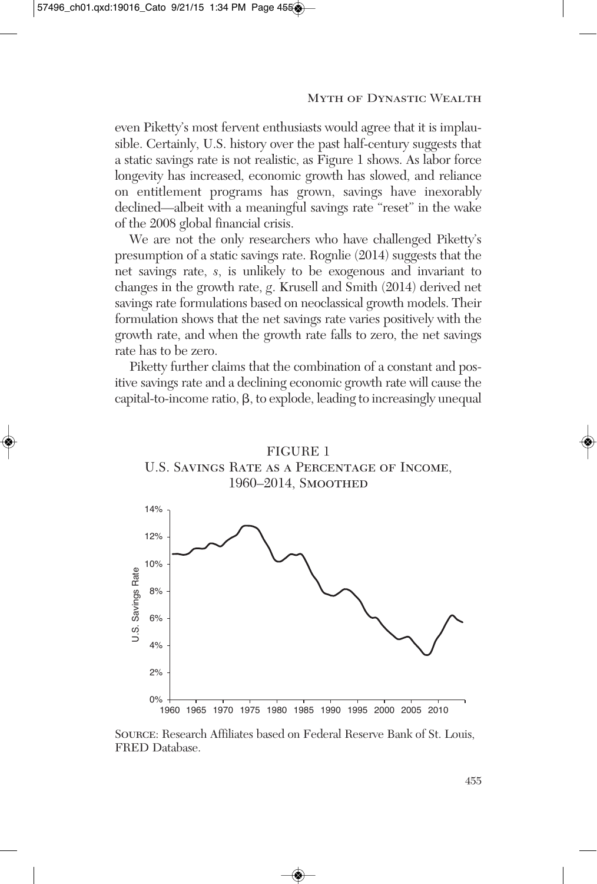even Piketty's most fervent enthusiasts would agree that it is implausible. Certainly, U.S. history over the past half-century suggests that a static savings rate is not realistic, as Figure 1 shows. As labor force longevity has increased, economic growth has slowed, and reliance on entitlement programs has grown, savings have inexorably declined—albeit with a meaningful savings rate "reset" in the wake of the 2008 global financial crisis.

We are not the only researchers who have challenged Piketty's presumption of a static savings rate. Rognlie (2014) suggests that the net savings rate, $s$, is unlikely to be exogenous and invariant to changes in the growth rate, $g$. Krusell and Smith (2014) derived net savings rate formulations based on neoclassical growth models. Their formulation shows that the net savings rate varies positively with the growth rate, and when the growth rate falls to zero, the net savings rate has to be zero.

Piketty further claims that the combination of a constant and positive savings rate and a declining economic growth rate will cause the capital-to-income ratio, $\beta$, to explode, leading to increasingly unequal

FIGURE 1
U.S. SAVINGS RATE AS A PERCENTAGE OF INCOME, 1960–2014, SMOOTHED

SOURCE: Research Affiliates based on Federal Reserve Bank of St. Louis, FRED Database.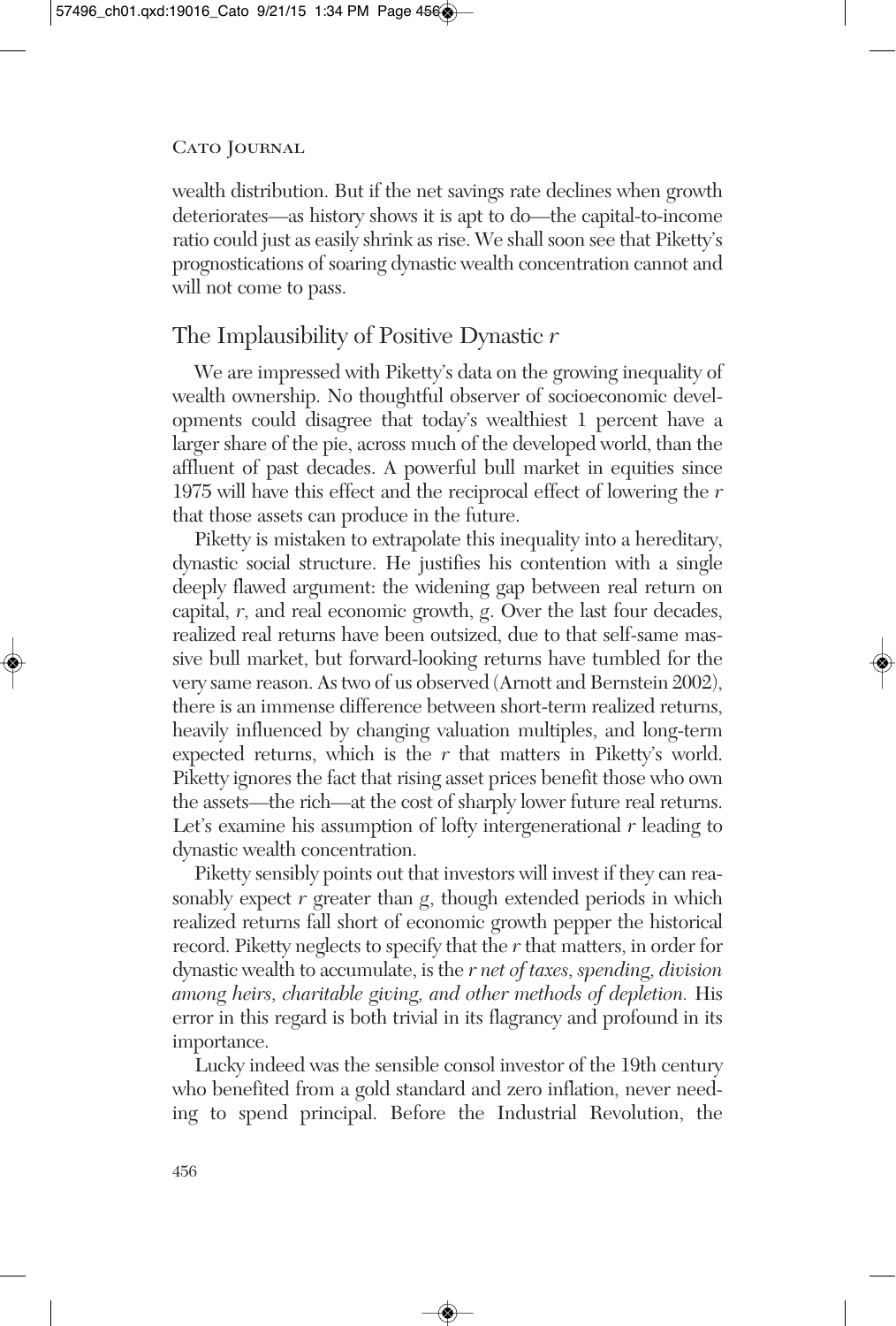wealth distribution. But if the net savings rate declines when growth deteriorates—as history shows it is apt to do—the capital-to-income ratio could just as easily shrink as rise. We shall soon see that Piketty's prognostications of soaring dynastic wealth concentration cannot and will not come to pass.

## The Implausibility of Positive Dynastic $r$

We are impressed with Piketty's data on the growing inequality of wealth ownership. No thoughtful observer of socioeconomic developments could disagree that today's wealthiest 1 percent have a larger share of the pie, across much of the developed world, than the affluent of past decades. A powerful bull market in equities since 1975 will have this effect and the reciprocal effect of lowering the $r$ that those assets can produce in the future.

Piketty is mistaken to extrapolate this inequality into a hereditary, dynastic social structure. He justifies his contention with a single deeply flawed argument: the widening gap between real return on capital, $r$, and real economic growth, $g$. Over the last four decades, realized real returns have been outsized, due to that self-same massive bull market, but forward-looking returns have tumbled for the very same reason. As two of us observed (Arnott and Bernstein 2002), there is an immense difference between short-term realized returns, heavily influenced by changing valuation multiples, and long-term expected returns, which is the $r$ that matters in Piketty's world. Piketty ignores the fact that rising asset prices benefit those who own the assets—the rich—at the cost of sharply lower future real returns. Let's examine his assumption of lofty intergenerational $r$ leading to dynastic wealth concentration.

Piketty sensibly points out that investors will invest if they can reasonably expect $r$ greater than $g$, though extended periods in which realized returns fall short of economic growth pepper the historical record. Piketty neglects to specify that the $r$ that matters, in order for dynastic wealth to accumulate, is the *$r$ net of taxes, spending, division among heirs, charitable giving, and other methods of depletion.* His error in this regard is both trivial in its flagrancy and profound in its importance.

Lucky indeed was the sensible consol investor of the 19th century who benefited from a gold standard and zero inflation, never needing to spend principal. Before the Industrial Revolution, the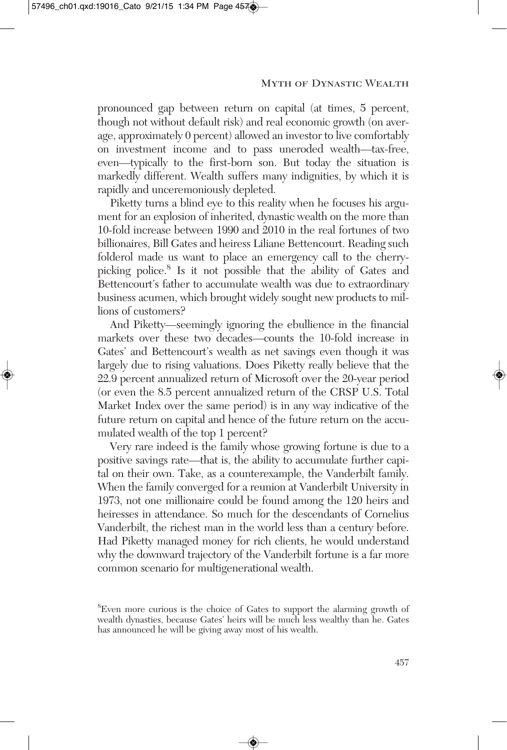pronounced gap between return on capital (at times, 5 percent, though not without default risk) and real economic growth (on average, approximately 0 percent) allowed an investor to live comfortably on investment income and to pass uneroded wealth—tax-free, even—typically to the first-born son. But today the situation is markedly different. Wealth suffers many indignities, by which it is rapidly and unceremoniously depleted.

Piketty turns a blind eye to this reality when he focuses his argument for an explosion of inherited, dynastic wealth on the more than 10-fold increase between 1990 and 2010 in the real fortunes of two billionaires, Bill Gates and heiress Liliane Bettencourt. Reading such folderol made us want to place an emergency call to the cherry-picking police.[8] Is it not possible that the ability of Gates and Bettencourt's father to accumulate wealth was due to extraordinary business acumen, which brought widely sought new products to millions of customers?

And Piketty—seemingly ignoring the ebullience in the financial markets over these two decades—counts the 10-fold increase in Gates' and Bettencourt's wealth as net savings even though it was largely due to rising valuations. Does Piketty really believe that the 22.9 percent annualized return of Microsoft over the 20-year period (or even the 8.5 percent annualized return of the CRSP U.S. Total Market Index over the same period) is in any way indicative of the future return on capital and hence of the future return on the accumulated wealth of the top 1 percent?

Very rare indeed is the family whose growing fortune is due to a positive savings rate—that is, the ability to accumulate further capital on their own. Take, as a counterexample, the Vanderbilt family. When the family converged for a reunion at Vanderbilt University in 1973, not one millionaire could be found among the 120 heirs and heiresses in attendance. So much for the descendants of Cornelius Vanderbilt, the richest man in the world less than a century before. Had Piketty managed money for rich clients, he would understand why the downward trajectory of the Vanderbilt fortune is a far more common scenario for multigenerational wealth.

[8] Even more curious is the choice of Gates to support the alarming growth of wealth dynasties, because Gates' heirs will be much less wealthy than he. Gates has announced he will be giving away most of his wealth.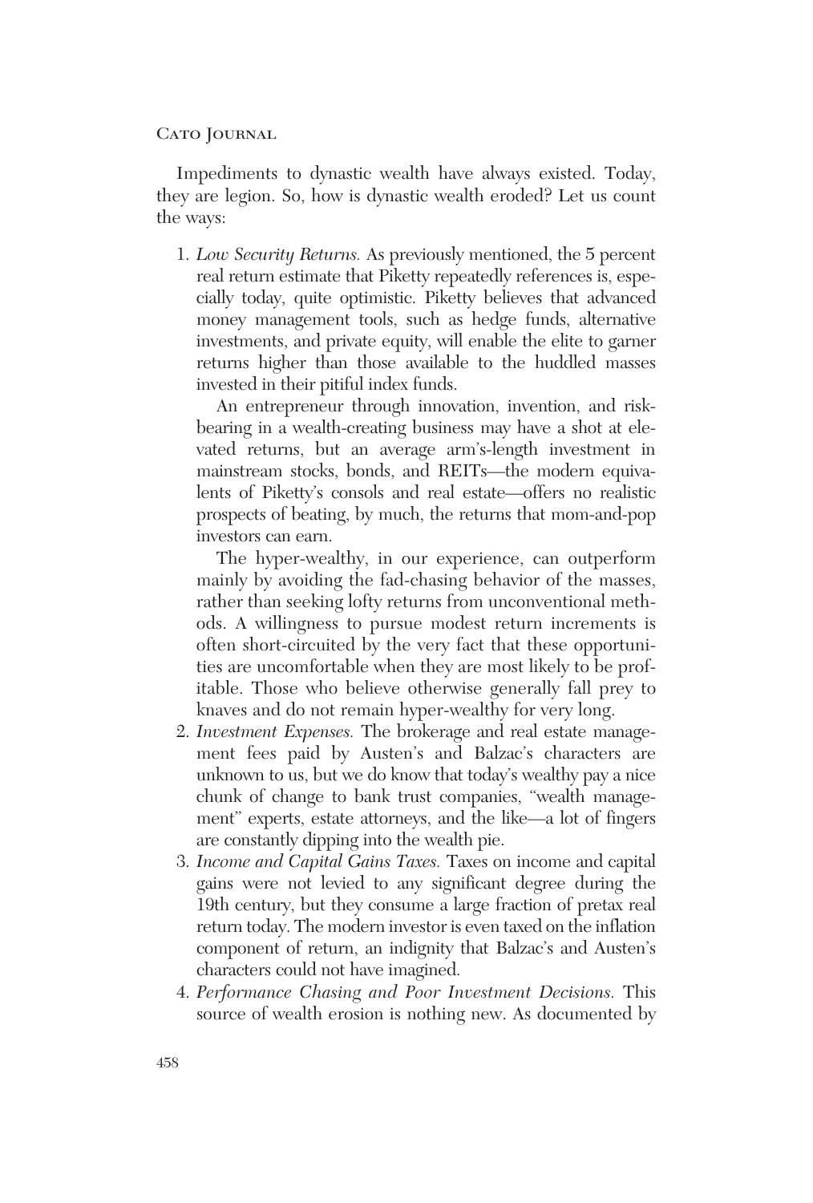Impediments to dynastic wealth have always existed. Today, they are legion. So, how is dynastic wealth eroded? Let us count the ways:

1. *Low Security Returns.* As previously mentioned, the 5 percent real return estimate that Piketty repeatedly references is, especially today, quite optimistic. Piketty believes that advanced money management tools, such as hedge funds, alternative investments, and private equity, will enable the elite to garner returns higher than those available to the huddled masses invested in their pitiful index funds.

   An entrepreneur through innovation, invention, and risk-bearing in a wealth-creating business may have a shot at elevated returns, but an average arm's-length investment in mainstream stocks, bonds, and REITs—the modern equivalents of Piketty's consols and real estate—offers no realistic prospects of beating, by much, the returns that mom-and-pop investors can earn.

   The hyper-wealthy, in our experience, can outperform mainly by avoiding the fad-chasing behavior of the masses, rather than seeking lofty returns from unconventional methods. A willingness to pursue modest return increments is often short-circuited by the very fact that these opportunities are uncomfortable when they are most likely to be profitable. Those who believe otherwise generally fall prey to knaves and do not remain hyper-wealthy for very long.
2. *Investment Expenses.* The brokerage and real estate management fees paid by Austen's and Balzac's characters are unknown to us, but we do know that today's wealthy pay a nice chunk of change to bank trust companies, "wealth management" experts, estate attorneys, and the like—a lot of fingers are constantly dipping into the wealth pie.
3. *Income and Capital Gains Taxes.* Taxes on income and capital gains were not levied to any significant degree during the 19th century, but they consume a large fraction of pretax real return today. The modern investor is even taxed on the inflation component of return, an indignity that Balzac's and Austen's characters could not have imagined.
4. *Performance Chasing and Poor Investment Decisions.* This source of wealth erosion is nothing new. As documented by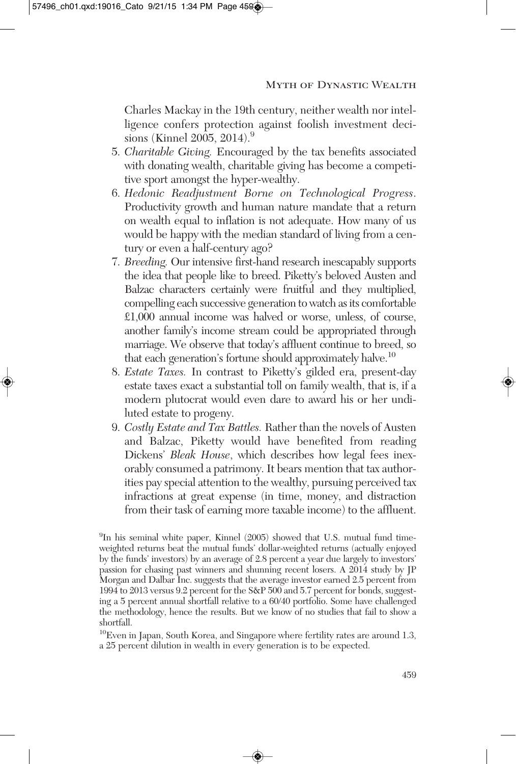Charles Mackay in the 19th century, neither wealth nor intelligence confers protection against foolish investment decisions (Kinnel 2005, 2014).[9]

5. *Charitable Giving.* Encouraged by the tax benefits associated with donating wealth, charitable giving has become a competitive sport amongst the hyper-wealthy.
6. *Hedonic Readjustment Borne on Technological Progress.* Productivity growth and human nature mandate that a return on wealth equal to inflation is not adequate. How many of us would be happy with the median standard of living from a century or even a half-century ago?
7. *Breeding.* Our intensive first-hand research inescapably supports the idea that people like to breed. Piketty's beloved Austen and Balzac characters certainly were fruitful and they multiplied, compelling each successive generation to watch as its comfortable £1,000 annual income was halved or worse, unless, of course, another family's income stream could be appropriated through marriage. We observe that today's affluent continue to breed, so that each generation's fortune should approximately halve.[10]
8. *Estate Taxes.* In contrast to Piketty's gilded era, present-day estate taxes exact a substantial toll on family wealth, that is, if a modern plutocrat would even dare to award his or her undiluted estate to progeny.
9. *Costly Estate and Tax Battles.* Rather than the novels of Austen and Balzac, Piketty would have benefited from reading Dickens' *Bleak House*, which describes how legal fees inexorably consumed a patrimony. It bears mention that tax authorities pay special attention to the wealthy, pursuing perceived tax infractions at great expense (in time, money, and distraction from their task of earning more taxable income) to the affluent.

[9] In his seminal white paper, Kinnel (2005) showed that U.S. mutual fund time-weighted returns beat the mutual funds' dollar-weighted returns (actually enjoyed by the funds' investors) by an average of 2.8 percent a year due largely to investors' passion for chasing past winners and shunning recent losers. A 2014 study by JP Morgan and Dalbar Inc. suggests that the average investor earned 2.5 percent from 1994 to 2013 versus 9.2 percent for the S&P 500 and 5.7 percent for bonds, suggesting a 5 percent annual shortfall relative to a 60/40 portfolio. Some have challenged the methodology, hence the results. But we know of no studies that fail to show a shortfall.

[10] Even in Japan, South Korea, and Singapore where fertility rates are around 1.3, a 25 percent dilution in wealth in every generation is to be expected.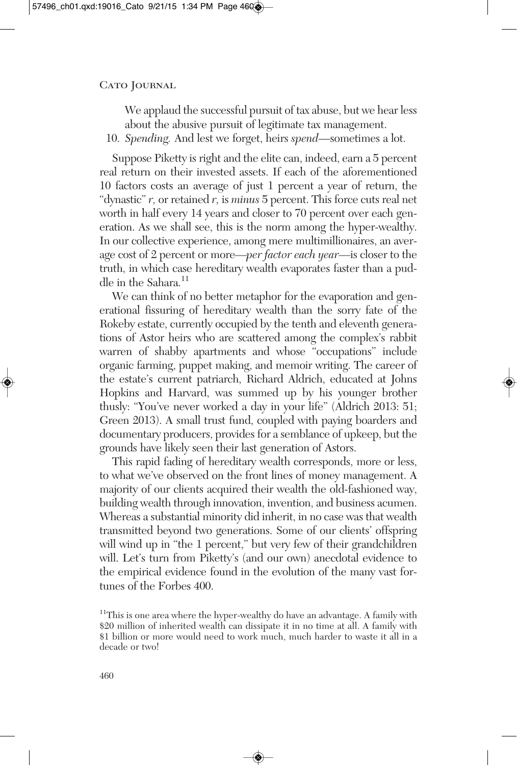We applaud the successful pursuit of tax abuse, but we hear less about the abusive pursuit of legitimate tax management.

10. *Spending.* And lest we forget, heirs *spend*—sometimes a lot.

Suppose Piketty is right and the elite can, indeed, earn a 5 percent real return on their invested assets. If each of the aforementioned 10 factors costs an average of just 1 percent a year of return, the "dynastic" *r,* or retained *r,* is *minus* 5 percent. This force cuts real net worth in half every 14 years and closer to 70 percent over each generation. As we shall see, this is the norm among the hyper-wealthy. In our collective experience, among mere multimillionaires, an average cost of 2 percent or more—*per factor each year*—is closer to the truth, in which case hereditary wealth evaporates faster than a puddle in the Sahara.[11]

We can think of no better metaphor for the evaporation and generational fissuring of hereditary wealth than the sorry fate of the Rokeby estate, currently occupied by the tenth and eleventh generations of Astor heirs who are scattered among the complex's rabbit warren of shabby apartments and whose "occupations" include organic farming, puppet making, and memoir writing. The career of the estate's current patriarch, Richard Aldrich, educated at Johns Hopkins and Harvard, was summed up by his younger brother thusly: "You've never worked a day in your life" (Aldrich 2013: 51; Green 2013). A small trust fund, coupled with paying boarders and documentary producers, provides for a semblance of upkeep, but the grounds have likely seen their last generation of Astors.

This rapid fading of hereditary wealth corresponds, more or less, to what we've observed on the front lines of money management. A majority of our clients acquired their wealth the old-fashioned way, building wealth through innovation, invention, and business acumen. Whereas a substantial minority did inherit, in no case was that wealth transmitted beyond two generations. Some of our clients' offspring will wind up in "the 1 percent," but very few of their grandchildren will. Let's turn from Piketty's (and our own) anecdotal evidence to the empirical evidence found in the evolution of the many vast fortunes of the Forbes 400.

[11]This is one area where the hyper-wealthy do have an advantage. A family with \$20 million of inherited wealth can dissipate it in no time at all. A family with \$1 billion or more would need to work much, much harder to waste it all in a decade or two!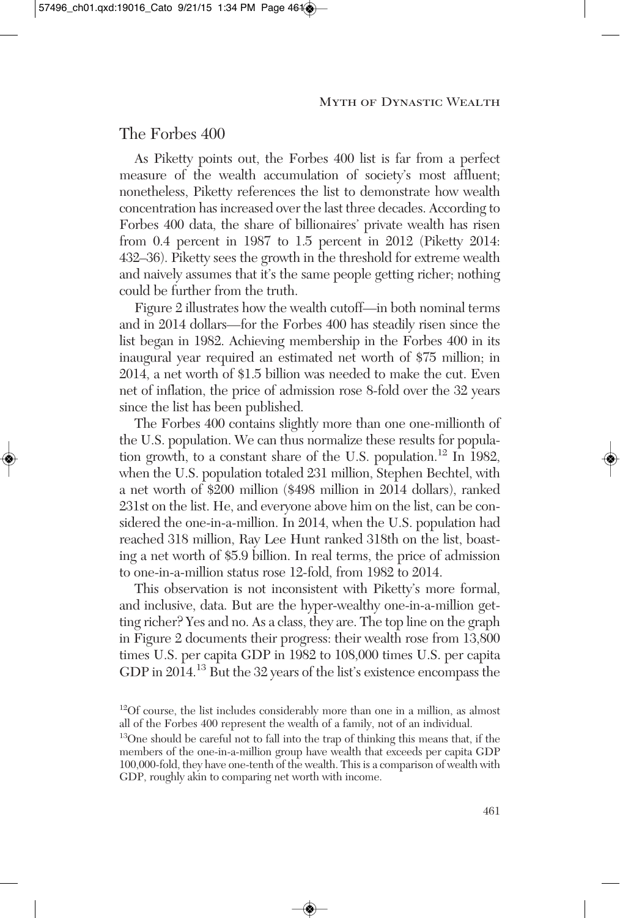## The Forbes 400

As Piketty points out, the Forbes 400 list is far from a perfect measure of the wealth accumulation of society's most affluent; nonetheless, Piketty references the list to demonstrate how wealth concentration has increased over the last three decades. According to Forbes 400 data, the share of billionaires' private wealth has risen from 0.4 percent in 1987 to 1.5 percent in 2012 (Piketty 2014: 432–36). Piketty sees the growth in the threshold for extreme wealth and naively assumes that it's the same people getting richer; nothing could be further from the truth.

Figure 2 illustrates how the wealth cutoff—in both nominal terms and in 2014 dollars—for the Forbes 400 has steadily risen since the list began in 1982. Achieving membership in the Forbes 400 in its inaugural year required an estimated net worth of $75 million; in 2014, a net worth of $1.5 billion was needed to make the cut. Even net of inflation, the price of admission rose 8-fold over the 32 years since the list has been published.

The Forbes 400 contains slightly more than one one-millionth of the U.S. population. We can thus normalize these results for population growth, to a constant share of the U.S. population.[12] In 1982, when the U.S. population totaled 231 million, Stephen Bechtel, with a net worth of $200 million ($498 million in 2014 dollars), ranked 231st on the list. He, and everyone above him on the list, can be considered the one-in-a-million. In 2014, when the U.S. population had reached 318 million, Ray Lee Hunt ranked 318th on the list, boasting a net worth of $5.9 billion. In real terms, the price of admission to one-in-a-million status rose 12-fold, from 1982 to 2014.

This observation is not inconsistent with Piketty's more formal, and inclusive, data. But are the hyper-wealthy one-in-a-million getting richer? Yes and no. As a class, they are. The top line on the graph in Figure 2 documents their progress: their wealth rose from 13,800 times U.S. per capita GDP in 1982 to 108,000 times U.S. per capita GDP in 2014.[13] But the 32 years of the list's existence encompass the

[12] Of course, the list includes considerably more than one in a million, as almost all of the Forbes 400 represent the wealth of a family, not of an individual.

[13] One should be careful not to fall into the trap of thinking this means that, if the members of the one-in-a-million group have wealth that exceeds per capita GDP 100,000-fold, they have one-tenth of the wealth. This is a comparison of wealth with GDP, roughly akin to comparing net worth with income.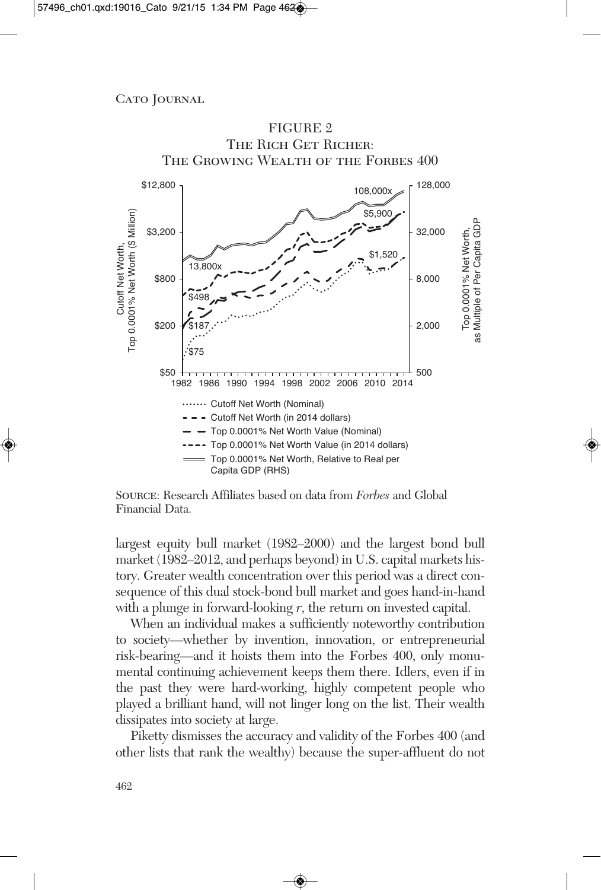FIGURE 2
THE RICH GET RICHER:
THE GROWING WEALTH OF THE FORBES 400

SOURCE: Research Affiliates based on data from *Forbes* and Global Financial Data.

largest equity bull market (1982–2000) and the largest bond bull market (1982–2012, and perhaps beyond) in U.S. capital markets history. Greater wealth concentration over this period was a direct consequence of this dual stock-bond bull market and goes hand-in-hand with a plunge in forward-looking *r*, the return on invested capital.

When an individual makes a sufficiently noteworthy contribution to society—whether by invention, innovation, or entrepreneurial risk-bearing—and it hoists them into the Forbes 400, only monumental continuing achievement keeps them there. Idlers, even if in the past they were hard-working, highly competent people who played a brilliant hand, will not linger long on the list. Their wealth dissipates into society at large.

Piketty dismisses the accuracy and validity of the Forbes 400 (and other lists that rank the wealthy) because the super-affluent do not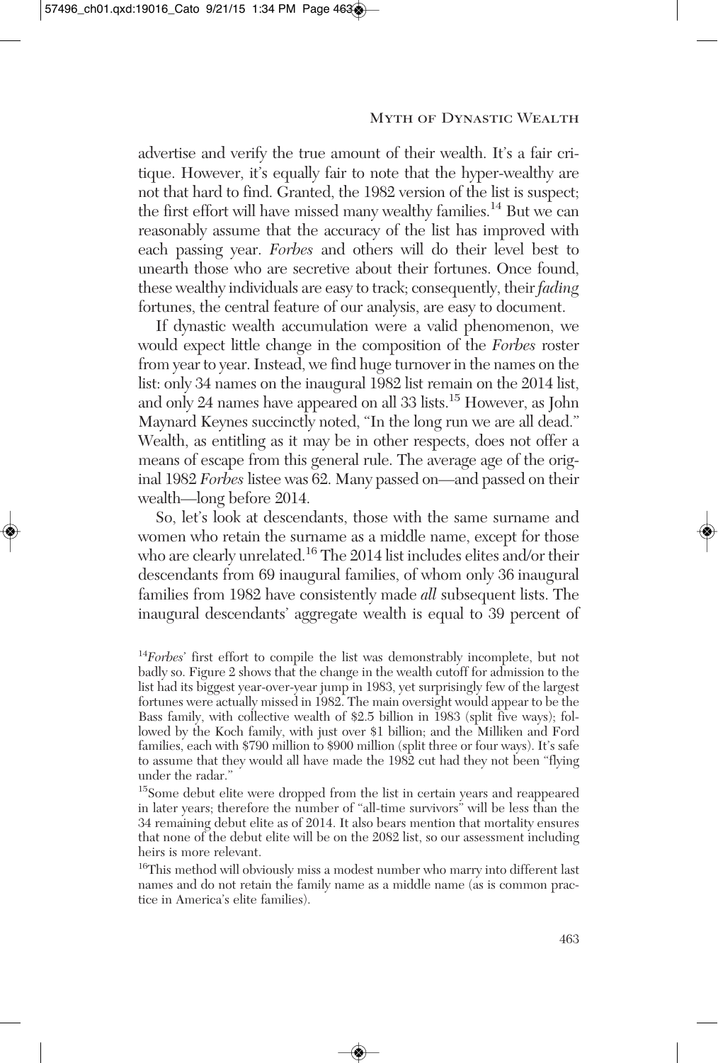advertise and verify the true amount of their wealth. It's a fair critique. However, it's equally fair to note that the hyper-wealthy are not that hard to find. Granted, the 1982 version of the list is suspect; the first effort will have missed many wealthy families.[14] But we can reasonably assume that the accuracy of the list has improved with each passing year. *Forbes* and others will do their level best to unearth those who are secretive about their fortunes. Once found, these wealthy individuals are easy to track; consequently, their *fading* fortunes, the central feature of our analysis, are easy to document.

If dynastic wealth accumulation were a valid phenomenon, we would expect little change in the composition of the *Forbes* roster from year to year. Instead, we find huge turnover in the names on the list: only 34 names on the inaugural 1982 list remain on the 2014 list, and only 24 names have appeared on all 33 lists.[15] However, as John Maynard Keynes succinctly noted, "In the long run we are all dead." Wealth, as entitling as it may be in other respects, does not offer a means of escape from this general rule. The average age of the original 1982 *Forbes* listee was 62. Many passed on—and passed on their wealth—long before 2014.

So, let's look at descendants, those with the same surname and women who retain the surname as a middle name, except for those who are clearly unrelated.[16] The 2014 list includes elites and/or their descendants from 69 inaugural families, of whom only 36 inaugural families from 1982 have consistently made *all* subsequent lists. The inaugural descendants' aggregate wealth is equal to 39 percent of

[14]*Forbes*' first effort to compile the list was demonstrably incomplete, but not badly so. Figure 2 shows that the change in the wealth cutoff for admission to the list had its biggest year-over-year jump in 1983, yet surprisingly few of the largest fortunes were actually missed in 1982. The main oversight would appear to be the Bass family, with collective wealth of $2.5 billion in 1983 (split five ways); followed by the Koch family, with just over $1 billion; and the Milliken and Ford families, each with $790 million to $900 million (split three or four ways). It's safe to assume that they would all have made the 1982 cut had they not been "flying under the radar."

[15]Some debut elite were dropped from the list in certain years and reappeared in later years; therefore the number of "all-time survivors" will be less than the 34 remaining debut elite as of 2014. It also bears mention that mortality ensures that none of the debut elite will be on the 2082 list, so our assessment including heirs is more relevant.

[16]This method will obviously miss a modest number who marry into different last names and do not retain the family name as a middle name (as is common practice in America's elite families).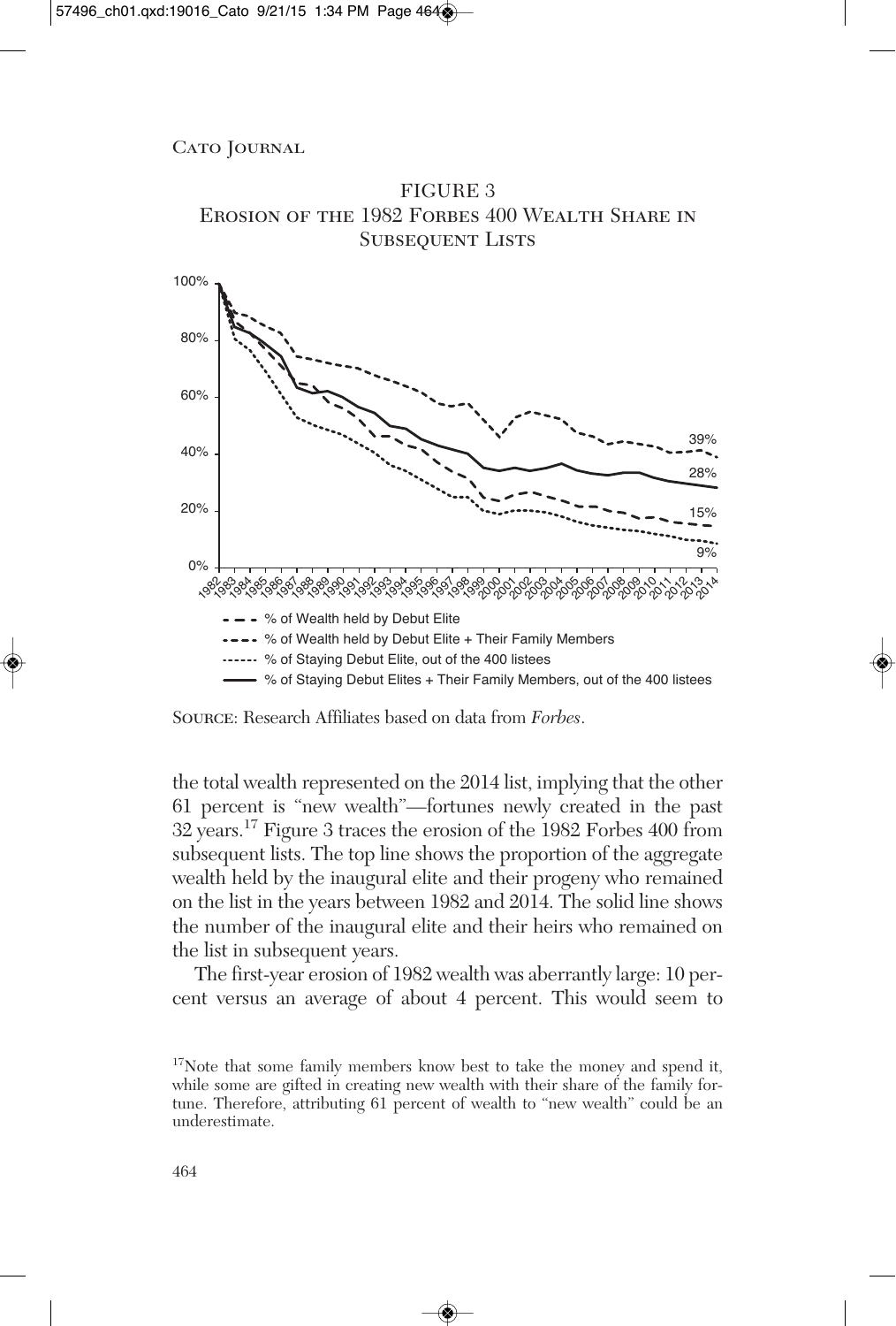FIGURE 3
Erosion of the 1982 Forbes 400 Wealth Share in Subsequent Lists

- - - % of Wealth held by Debut Elite
- - - - % of Wealth held by Debut Elite + Their Family Members
------ % of Staying Debut Elite, out of the 400 listees
—— % of Staying Debut Elites + Their Family Members, out of the 400 listees

Source: Research Affiliates based on data from *Forbes*.

the total wealth represented on the 2014 list, implying that the other 61 percent is "new wealth"—fortunes newly created in the past 32 years.[17] Figure 3 traces the erosion of the 1982 Forbes 400 from subsequent lists. The top line shows the proportion of the aggregate wealth held by the inaugural elite and their progeny who remained on the list in the years between 1982 and 2014. The solid line shows the number of the inaugural elite and their heirs who remained on the list in subsequent years.

The first-year erosion of 1982 wealth was aberrantly large: 10 percent versus an average of about 4 percent. This would seem to

[17] Note that some family members know best to take the money and spend it, while some are gifted in creating new wealth with their share of the family fortune. Therefore, attributing 61 percent of wealth to "new wealth" could be an underestimate.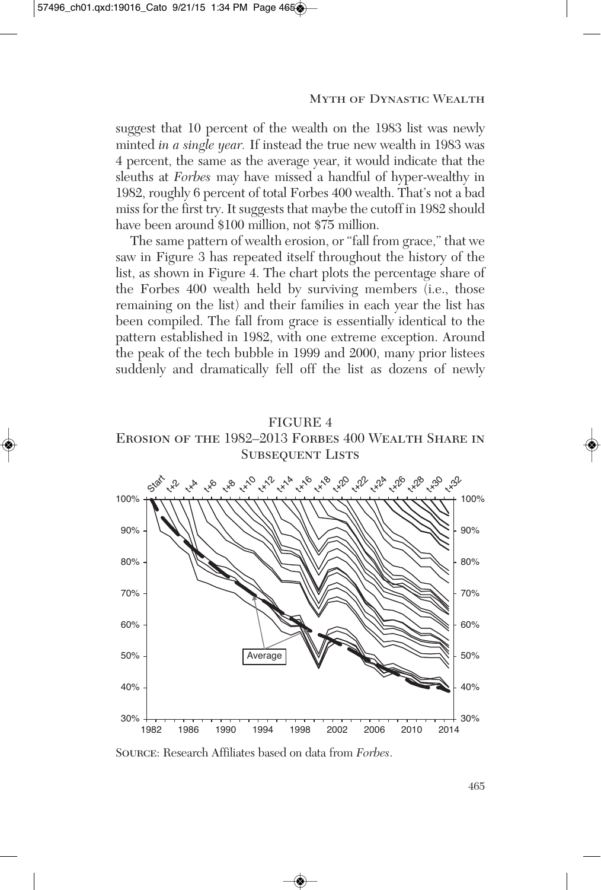suggest that 10 percent of the wealth on the 1983 list was newly minted *in a single year.* If instead the true new wealth in 1983 was 4 percent, the same as the average year, it would indicate that the sleuths at *Forbes* may have missed a handful of hyper-wealthy in 1982, roughly 6 percent of total Forbes 400 wealth. That's not a bad miss for the first try. It suggests that maybe the cutoff in 1982 should have been around $100 million, not $75 million.

The same pattern of wealth erosion, or "fall from grace," that we saw in Figure 3 has repeated itself throughout the history of the list, as shown in Figure 4. The chart plots the percentage share of the Forbes 400 wealth held by surviving members (i.e., those remaining on the list) and their families in each year the list has been compiled. The fall from grace is essentially identical to the pattern established in 1982, with one extreme exception. Around the peak of the tech bubble in 1999 and 2000, many prior listees suddenly and dramatically fell off the list as dozens of newly

FIGURE 4

EROSION OF THE 1982–2013 FORBES 400 WEALTH SHARE IN SUBSEQUENT LISTS

SOURCE: Research Affiliates based on data from *Forbes*.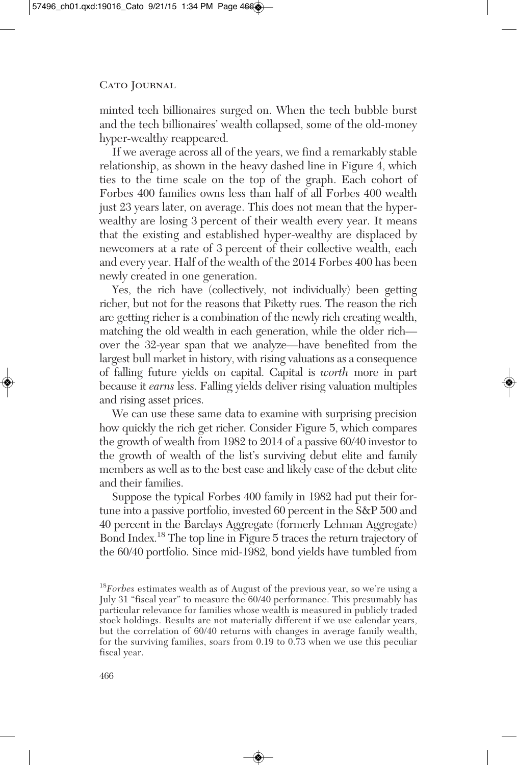minted tech billionaires surged on. When the tech bubble burst and the tech billionaires' wealth collapsed, some of the old-money hyper-wealthy reappeared.

If we average across all of the years, we find a remarkably stable relationship, as shown in the heavy dashed line in Figure 4, which ties to the time scale on the top of the graph. Each cohort of Forbes 400 families owns less than half of all Forbes 400 wealth just 23 years later, on average. This does not mean that the hyper-wealthy are losing 3 percent of their wealth every year. It means that the existing and established hyper-wealthy are displaced by newcomers at a rate of 3 percent of their collective wealth, each and every year. Half of the wealth of the 2014 Forbes 400 has been newly created in one generation.

Yes, the rich have (collectively, not individually) been getting richer, but not for the reasons that Piketty rues. The reason the rich are getting richer is a combination of the newly rich creating wealth, matching the old wealth in each generation, while the older rich—over the 32-year span that we analyze—have benefited from the largest bull market in history, with rising valuations as a consequence of falling future yields on capital. Capital is *worth* more in part because it *earns* less. Falling yields deliver rising valuation multiples and rising asset prices.

We can use these same data to examine with surprising precision how quickly the rich get richer. Consider Figure 5, which compares the growth of wealth from 1982 to 2014 of a passive 60/40 investor to the growth of wealth of the list's surviving debut elite and family members as well as to the best case and likely case of the debut elite and their families.

Suppose the typical Forbes 400 family in 1982 had put their fortune into a passive portfolio, invested 60 percent in the S&P 500 and 40 percent in the Barclays Aggregate (formerly Lehman Aggregate) Bond Index.[18] The top line in Figure 5 traces the return trajectory of the 60/40 portfolio. Since mid-1982, bond yields have tumbled from

[18] *Forbes* estimates wealth as of August of the previous year, so we're using a July 31 "fiscal year" to measure the 60/40 performance. This presumably has particular relevance for families whose wealth is measured in publicly traded stock holdings. Results are not materially different if we use calendar years, but the correlation of 60/40 returns with changes in average family wealth, for the surviving families, soars from 0.19 to 0.73 when we use this peculiar fiscal year.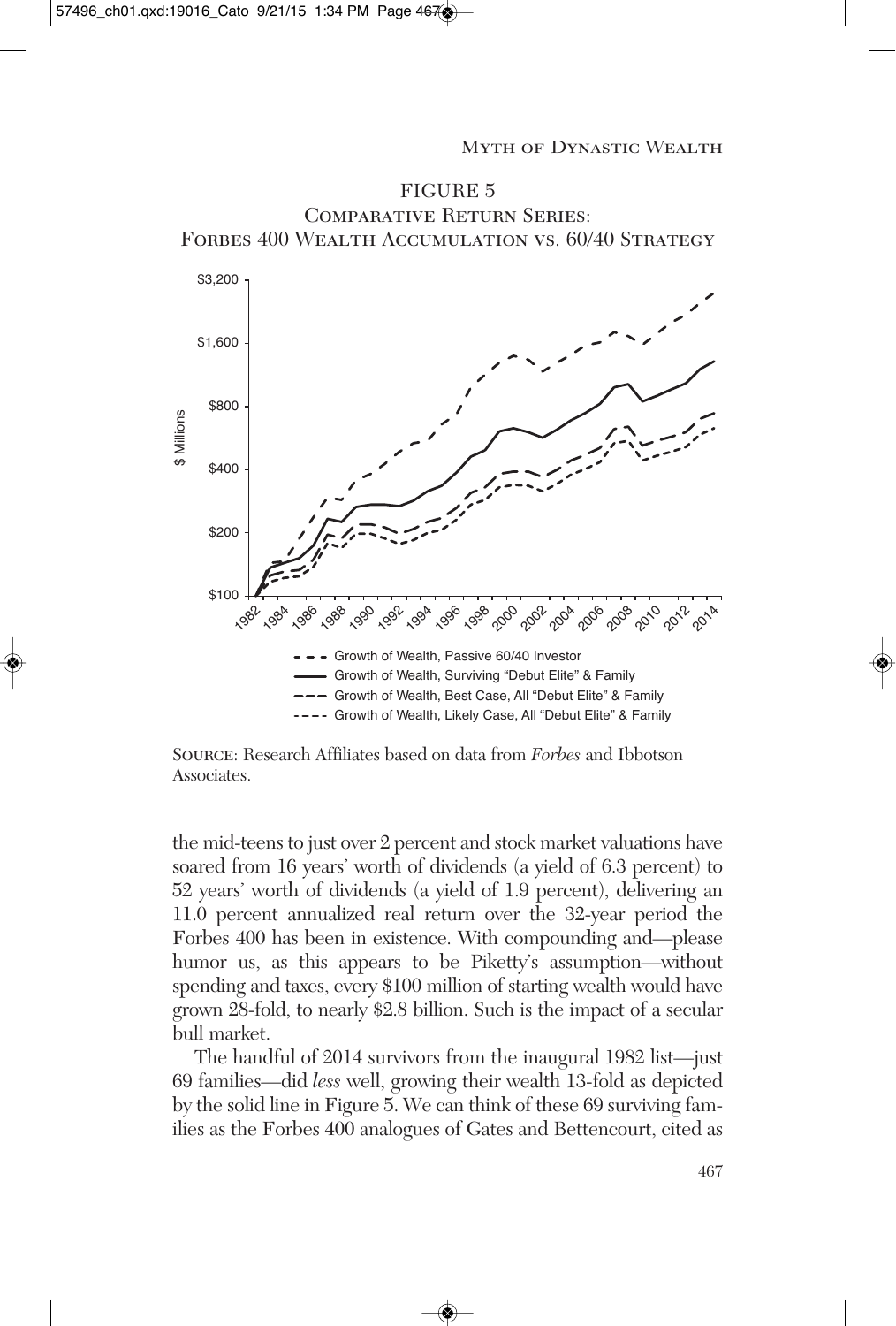FIGURE 5
Comparative Return Series:
Forbes 400 Wealth Accumulation vs. 60/40 Strategy

Source: Research Affiliates based on data from *Forbes* and Ibbotson Associates.

the mid-teens to just over 2 percent and stock market valuations have soared from 16 years' worth of dividends (a yield of 6.3 percent) to 52 years' worth of dividends (a yield of 1.9 percent), delivering an 11.0 percent annualized real return over the 32-year period the Forbes 400 has been in existence. With compounding and—please humor us, as this appears to be Piketty's assumption—without spending and taxes, every $100 million of starting wealth would have grown 28-fold, to nearly $2.8 billion. Such is the impact of a secular bull market.

The handful of 2014 survivors from the inaugural 1982 list—just 69 families—did *less* well, growing their wealth 13-fold as depicted by the solid line in Figure 5. We can think of these 69 surviving families as the Forbes 400 analogues of Gates and Bettencourt, cited as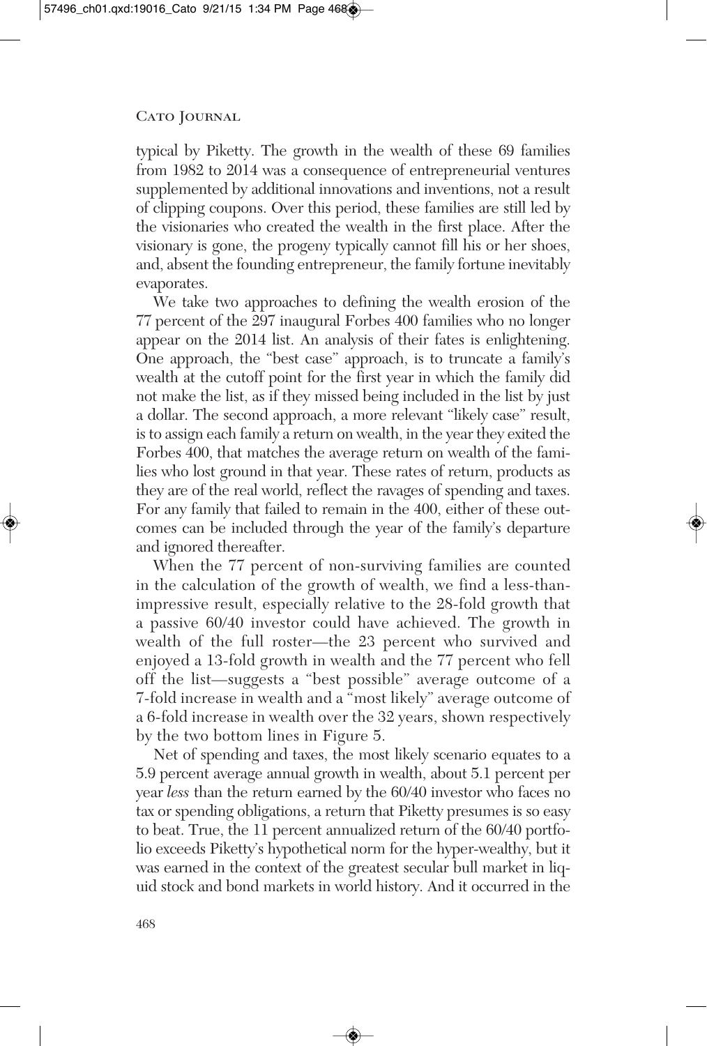typical by Piketty. The growth in the wealth of these 69 families from 1982 to 2014 was a consequence of entrepreneurial ventures supplemented by additional innovations and inventions, not a result of clipping coupons. Over this period, these families are still led by the visionaries who created the wealth in the first place. After the visionary is gone, the progeny typically cannot fill his or her shoes, and, absent the founding entrepreneur, the family fortune inevitably evaporates.

We take two approaches to defining the wealth erosion of the 77 percent of the 297 inaugural Forbes 400 families who no longer appear on the 2014 list. An analysis of their fates is enlightening. One approach, the "best case" approach, is to truncate a family's wealth at the cutoff point for the first year in which the family did not make the list, as if they missed being included in the list by just a dollar. The second approach, a more relevant "likely case" result, is to assign each family a return on wealth, in the year they exited the Forbes 400, that matches the average return on wealth of the families who lost ground in that year. These rates of return, products as they are of the real world, reflect the ravages of spending and taxes. For any family that failed to remain in the 400, either of these outcomes can be included through the year of the family's departure and ignored thereafter.

When the 77 percent of non-surviving families are counted in the calculation of the growth of wealth, we find a less-than-impressive result, especially relative to the 28-fold growth that a passive 60/40 investor could have achieved. The growth in wealth of the full roster—the 23 percent who survived and enjoyed a 13-fold growth in wealth and the 77 percent who fell off the list—suggests a "best possible" average outcome of a 7-fold increase in wealth and a "most likely" average outcome of a 6-fold increase in wealth over the 32 years, shown respectively by the two bottom lines in Figure 5.

Net of spending and taxes, the most likely scenario equates to a 5.9 percent average annual growth in wealth, about 5.1 percent per year *less* than the return earned by the 60/40 investor who faces no tax or spending obligations, a return that Piketty presumes is so easy to beat. True, the 11 percent annualized return of the 60/40 portfolio exceeds Piketty's hypothetical norm for the hyper-wealthy, but it was earned in the context of the greatest secular bull market in liquid stock and bond markets in world history. And it occurred in the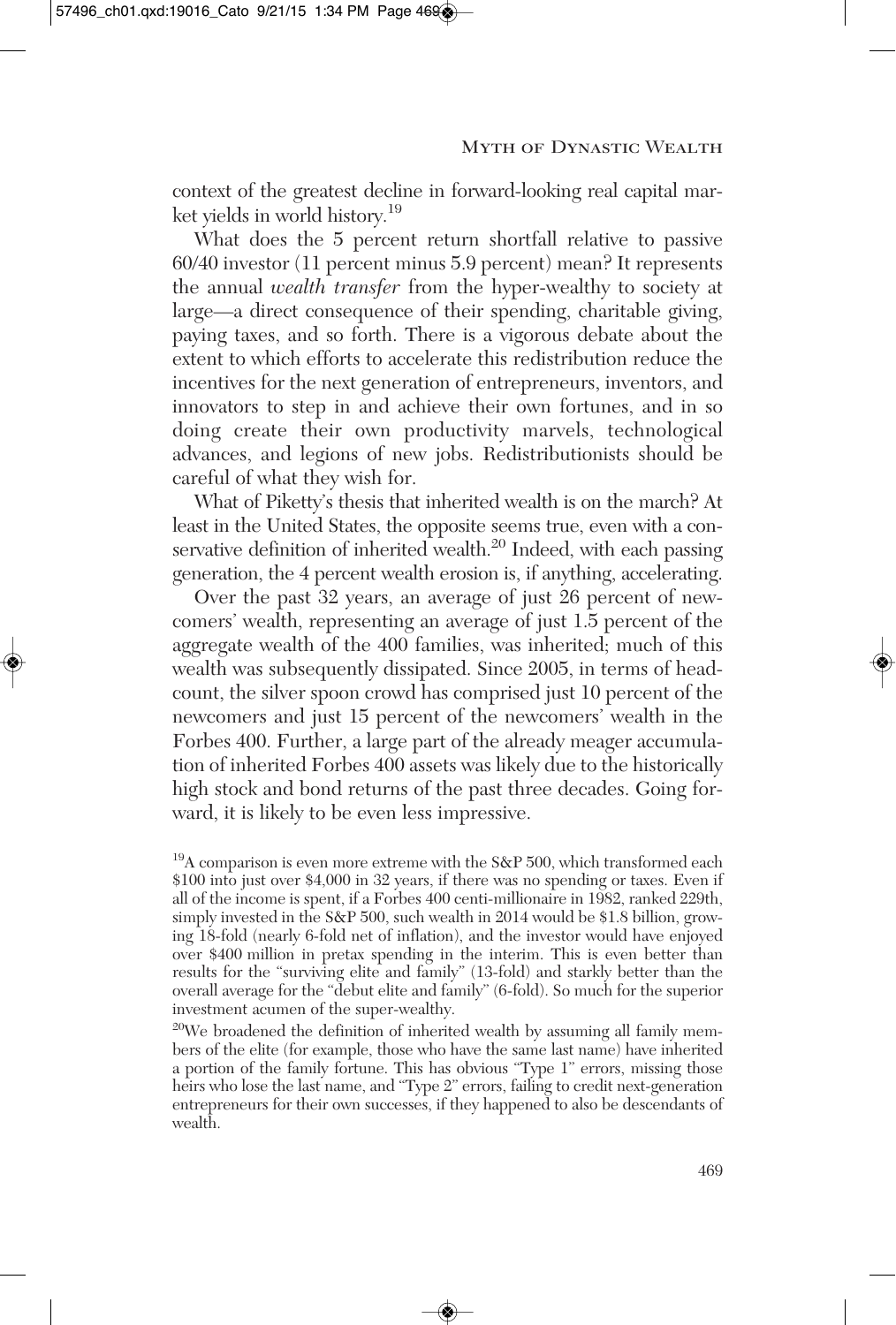context of the greatest decline in forward-looking real capital market yields in world history.[19]

What does the 5 percent return shortfall relative to passive 60/40 investor (11 percent minus 5.9 percent) mean? It represents the annual *wealth transfer* from the hyper-wealthy to society at large—a direct consequence of their spending, charitable giving, paying taxes, and so forth. There is a vigorous debate about the extent to which efforts to accelerate this redistribution reduce the incentives for the next generation of entrepreneurs, inventors, and innovators to step in and achieve their own fortunes, and in so doing create their own productivity marvels, technological advances, and legions of new jobs. Redistributionists should be careful of what they wish for.

What of Piketty's thesis that inherited wealth is on the march? At least in the United States, the opposite seems true, even with a conservative definition of inherited wealth.[20] Indeed, with each passing generation, the 4 percent wealth erosion is, if anything, accelerating.

Over the past 32 years, an average of just 26 percent of newcomers' wealth, representing an average of just 1.5 percent of the aggregate wealth of the 400 families, was inherited; much of this wealth was subsequently dissipated. Since 2005, in terms of headcount, the silver spoon crowd has comprised just 10 percent of the newcomers and just 15 percent of the newcomers' wealth in the Forbes 400. Further, a large part of the already meager accumulation of inherited Forbes 400 assets was likely due to the historically high stock and bond returns of the past three decades. Going forward, it is likely to be even less impressive.

[19]A comparison is even more extreme with the S&P 500, which transformed each \$100 into just over \$4,000 in 32 years, if there was no spending or taxes. Even if all of the income is spent, if a Forbes 400 centi-millionaire in 1982, ranked 229th, simply invested in the S&P 500, such wealth in 2014 would be \$1.8 billion, growing 18-fold (nearly 6-fold net of inflation), and the investor would have enjoyed over \$400 million in pretax spending in the interim. This is even better than results for the "surviving elite and family" (13-fold) and starkly better than the overall average for the "debut elite and family" (6-fold). So much for the superior investment acumen of the super-wealthy.

[20]We broadened the definition of inherited wealth by assuming all family members of the elite (for example, those who have the same last name) have inherited a portion of the family fortune. This has obvious "Type 1" errors, missing those heirs who lose the last name, and "Type 2" errors, failing to credit next-generation entrepreneurs for their own successes, if they happened to also be descendants of wealth.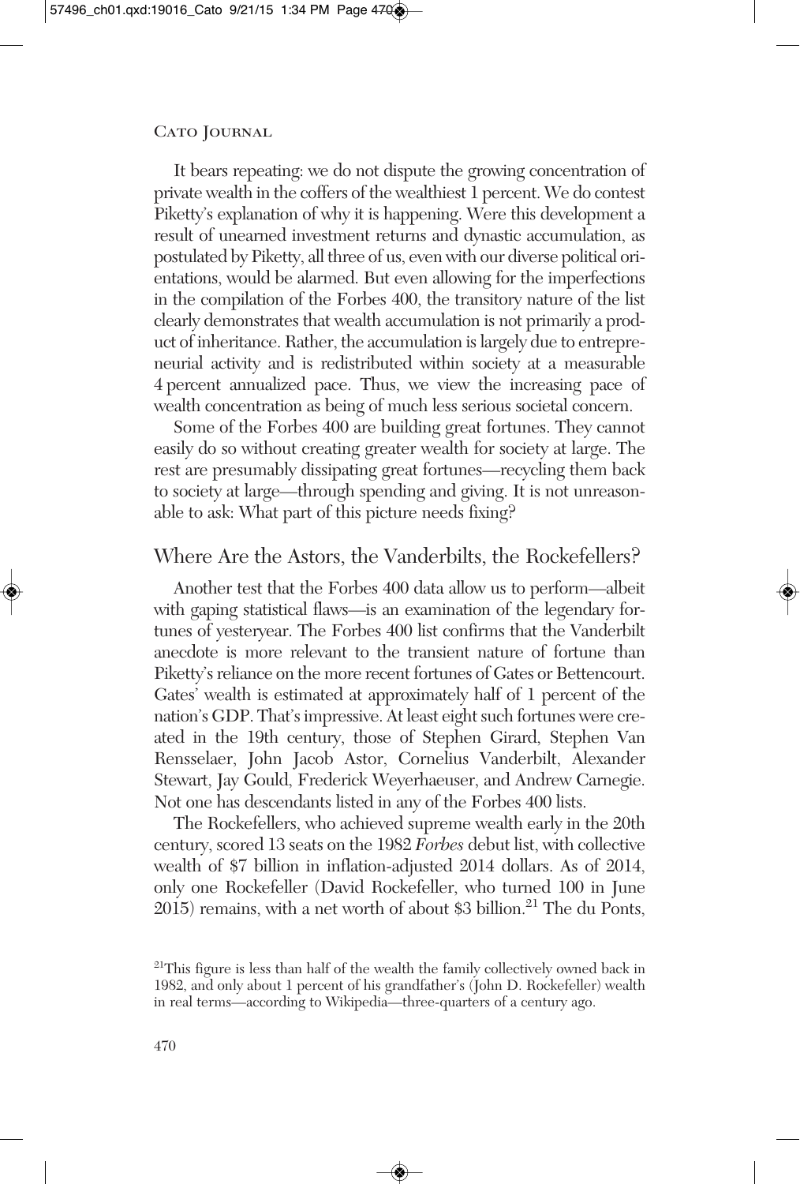It bears repeating: we do not dispute the growing concentration of private wealth in the coffers of the wealthiest 1 percent. We do contest Piketty's explanation of why it is happening. Were this development a result of unearned investment returns and dynastic accumulation, as postulated by Piketty, all three of us, even with our diverse political orientations, would be alarmed. But even allowing for the imperfections in the compilation of the Forbes 400, the transitory nature of the list clearly demonstrates that wealth accumulation is not primarily a product of inheritance. Rather, the accumulation is largely due to entrepreneurial activity and is redistributed within society at a measurable 4 percent annualized pace. Thus, we view the increasing pace of wealth concentration as being of much less serious societal concern.

Some of the Forbes 400 are building great fortunes. They cannot easily do so without creating greater wealth for society at large. The rest are presumably dissipating great fortunes—recycling them back to society at large—through spending and giving. It is not unreasonable to ask: What part of this picture needs fixing?

## Where Are the Astors, the Vanderbilts, the Rockefellers?

Another test that the Forbes 400 data allow us to perform—albeit with gaping statistical flaws—is an examination of the legendary fortunes of yesteryear. The Forbes 400 list confirms that the Vanderbilt anecdote is more relevant to the transient nature of fortune than Piketty's reliance on the more recent fortunes of Gates or Bettencourt. Gates' wealth is estimated at approximately half of 1 percent of the nation's GDP. That's impressive. At least eight such fortunes were created in the 19th century, those of Stephen Girard, Stephen Van Rensselaer, John Jacob Astor, Cornelius Vanderbilt, Alexander Stewart, Jay Gould, Frederick Weyerhaeuser, and Andrew Carnegie. Not one has descendants listed in any of the Forbes 400 lists.

The Rockefellers, who achieved supreme wealth early in the 20th century, scored 13 seats on the 1982 *Forbes* debut list, with collective wealth of $7 billion in inflation-adjusted 2014 dollars. As of 2014, only one Rockefeller (David Rockefeller, who turned 100 in June 2015) remains, with a net worth of about $3 billion.[21] The du Ponts,

[21] This figure is less than half of the wealth the family collectively owned back in 1982, and only about 1 percent of his grandfather's (John D. Rockefeller) wealth in real terms—according to Wikipedia—three-quarters of a century ago.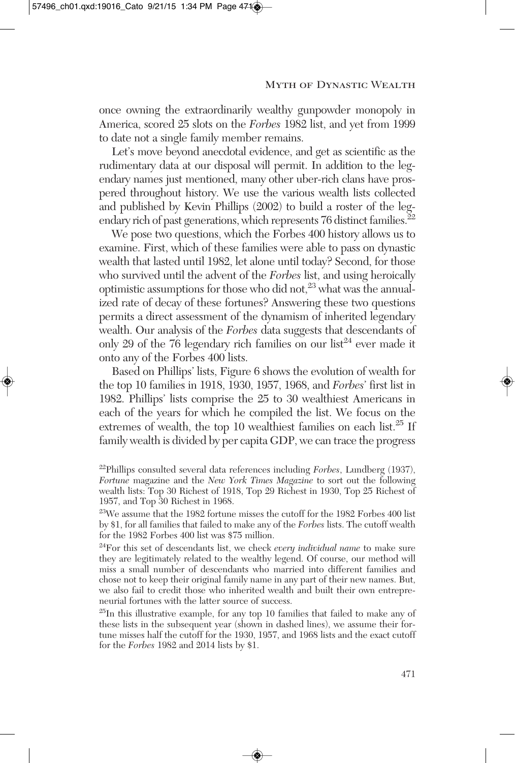once owning the extraordinarily wealthy gunpowder monopoly in America, scored 25 slots on the *Forbes* 1982 list, and yet from 1999 to date not a single family member remains.

Let's move beyond anecdotal evidence, and get as scientific as the rudimentary data at our disposal will permit. In addition to the legendary names just mentioned, many other uber-rich clans have prospered throughout history. We use the various wealth lists collected and published by Kevin Phillips (2002) to build a roster of the legendary rich of past generations, which represents 76 distinct families.[22]

We pose two questions, which the Forbes 400 history allows us to examine. First, which of these families were able to pass on dynastic wealth that lasted until 1982, let alone until today? Second, for those who survived until the advent of the *Forbes* list, and using heroically optimistic assumptions for those who did not,[23] what was the annualized rate of decay of these fortunes? Answering these two questions permits a direct assessment of the dynamism of inherited legendary wealth. Our analysis of the *Forbes* data suggests that descendants of only 29 of the 76 legendary rich families on our list[24] ever made it onto any of the Forbes 400 lists.

Based on Phillips' lists, Figure 6 shows the evolution of wealth for the top 10 families in 1918, 1930, 1957, 1968, and *Forbes*' first list in 1982. Phillips' lists comprise the 25 to 30 wealthiest Americans in each of the years for which he compiled the list. We focus on the extremes of wealth, the top 10 wealthiest families on each list.[25] If family wealth is divided by per capita GDP, we can trace the progress

---

[22]Phillips consulted several data references including *Forbes*, Lundberg (1937), *Fortune* magazine and the *New York Times Magazine* to sort out the following wealth lists: Top 30 Richest of 1918, Top 29 Richest in 1930, Top 25 Richest of 1957, and Top 30 Richest in 1968.

[23]We assume that the 1982 fortune misses the cutoff for the 1982 Forbes 400 list by $1, for all families that failed to make any of the *Forbes* lists. The cutoff wealth for the 1982 Forbes 400 list was $75 million.

[24]For this set of descendants list, we check *every individual name* to make sure they are legitimately related to the wealthy legend. Of course, our method will miss a small number of descendants who married into different families and chose not to keep their original family name in any part of their new names. But, we also fail to credit those who inherited wealth and built their own entrepreneurial fortunes with the latter source of success.

[25]In this illustrative example, for any top 10 families that failed to make any of these lists in the subsequent year (shown in dashed lines), we assume their fortune misses half the cutoff for the 1930, 1957, and 1968 lists and the exact cutoff for the *Forbes* 1982 and 2014 lists by $1.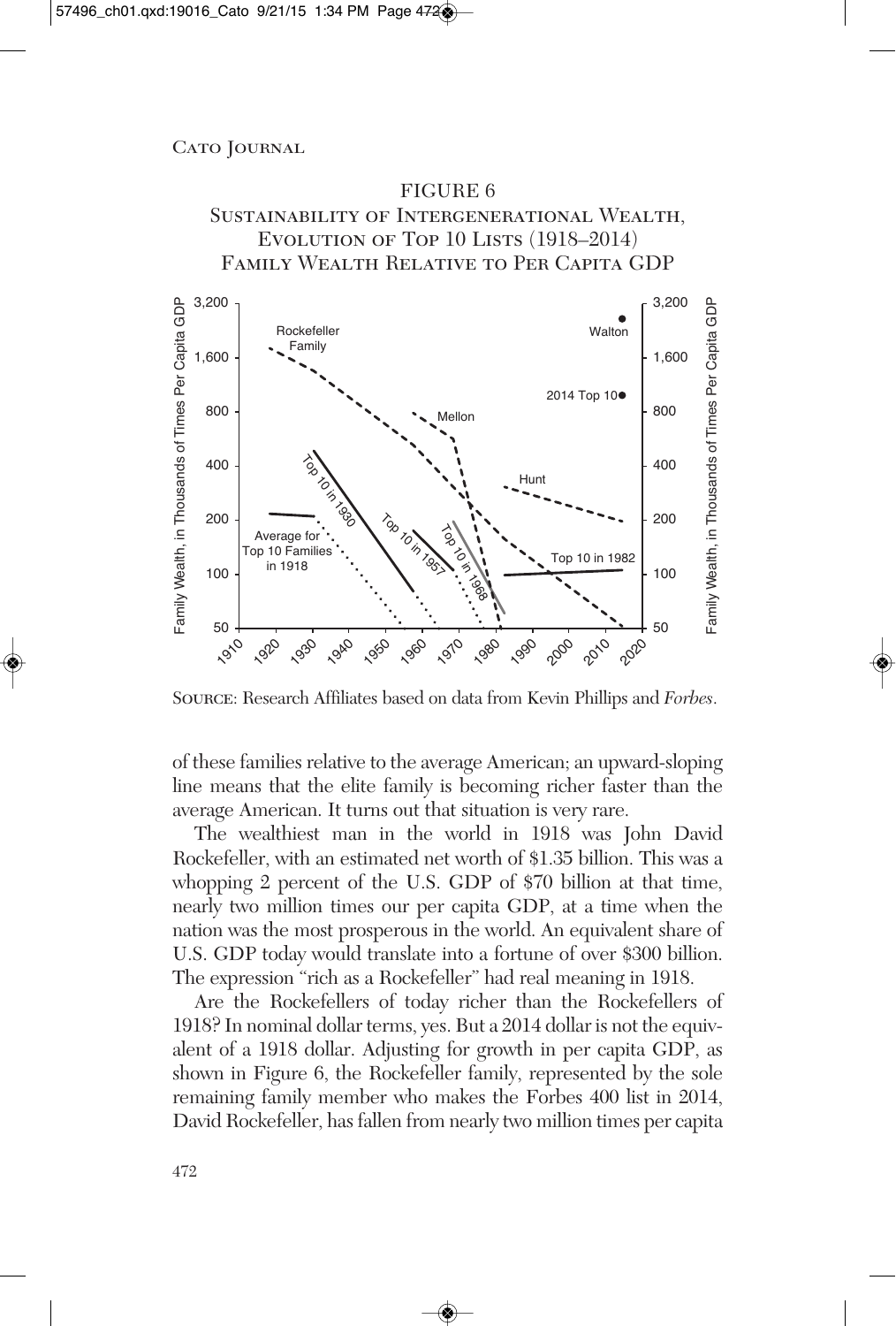FIGURE 6

Sustainability of Intergenerational Wealth, Evolution of Top 10 Lists (1918–2014)

Family Wealth Relative to Per Capita GDP

Source: Research Affiliates based on data from Kevin Phillips and *Forbes*.

of these families relative to the average American; an upward-sloping line means that the elite family is becoming richer faster than the average American. It turns out that situation is very rare.

The wealthiest man in the world in 1918 was John David Rockefeller, with an estimated net worth of $1.35 billion. This was a whopping 2 percent of the U.S. GDP of $70 billion at that time, nearly two million times our per capita GDP, at a time when the nation was the most prosperous in the world. An equivalent share of U.S. GDP today would translate into a fortune of over $300 billion. The expression "rich as a Rockefeller" had real meaning in 1918.

Are the Rockefellers of today richer than the Rockefellers of 1918? In nominal dollar terms, yes. But a 2014 dollar is not the equivalent of a 1918 dollar. Adjusting for growth in per capita GDP, as shown in Figure 6, the Rockefeller family, represented by the sole remaining family member who makes the Forbes 400 list in 2014, David Rockefeller, has fallen from nearly two million times per capita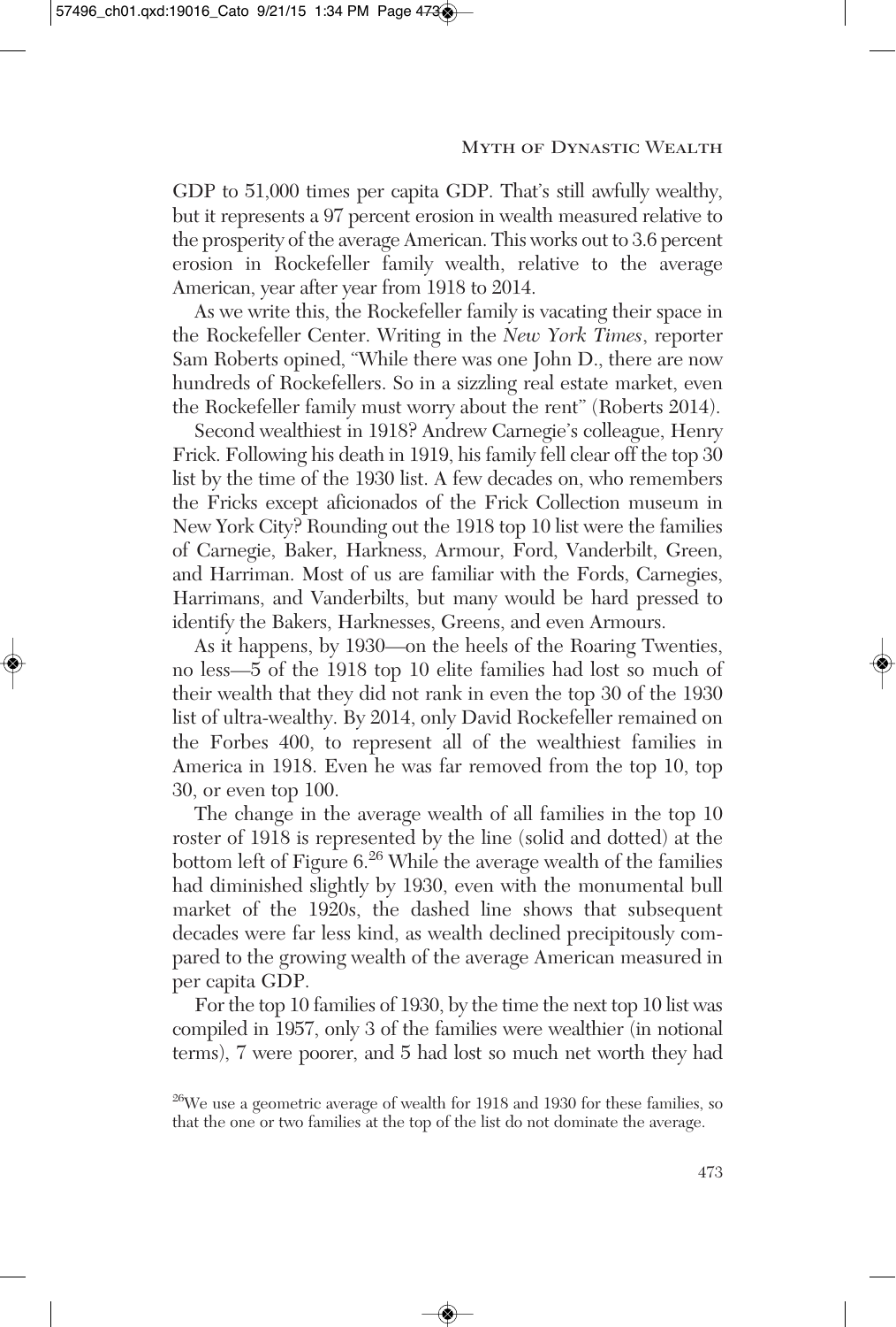GDP to 51,000 times per capita GDP. That's still awfully wealthy, but it represents a 97 percent erosion in wealth measured relative to the prosperity of the average American. This works out to 3.6 percent erosion in Rockefeller family wealth, relative to the average American, year after year from 1918 to 2014.

As we write this, the Rockefeller family is vacating their space in the Rockefeller Center. Writing in the *New York Times*, reporter Sam Roberts opined, "While there was one John D., there are now hundreds of Rockefellers. So in a sizzling real estate market, even the Rockefeller family must worry about the rent" (Roberts 2014).

Second wealthiest in 1918? Andrew Carnegie's colleague, Henry Frick. Following his death in 1919, his family fell clear off the top 30 list by the time of the 1930 list. A few decades on, who remembers the Fricks except aficionados of the Frick Collection museum in New York City? Rounding out the 1918 top 10 list were the families of Carnegie, Baker, Harkness, Armour, Ford, Vanderbilt, Green, and Harriman. Most of us are familiar with the Fords, Carnegies, Harrimans, and Vanderbilts, but many would be hard pressed to identify the Bakers, Harknesses, Greens, and even Armours.

As it happens, by 1930—on the heels of the Roaring Twenties, no less—5 of the 1918 top 10 elite families had lost so much of their wealth that they did not rank in even the top 30 of the 1930 list of ultra-wealthy. By 2014, only David Rockefeller remained on the Forbes 400, to represent all of the wealthiest families in America in 1918. Even he was far removed from the top 10, top 30, or even top 100.

The change in the average wealth of all families in the top 10 roster of 1918 is represented by the line (solid and dotted) at the bottom left of Figure 6.[26] While the average wealth of the families had diminished slightly by 1930, even with the monumental bull market of the 1920s, the dashed line shows that subsequent decades were far less kind, as wealth declined precipitously compared to the growing wealth of the average American measured in per capita GDP.

For the top 10 families of 1930, by the time the next top 10 list was compiled in 1957, only 3 of the families were wealthier (in notional terms), 7 were poorer, and 5 had lost so much net worth they had

[26]We use a geometric average of wealth for 1918 and 1930 for these families, so that the one or two families at the top of the list do not dominate the average.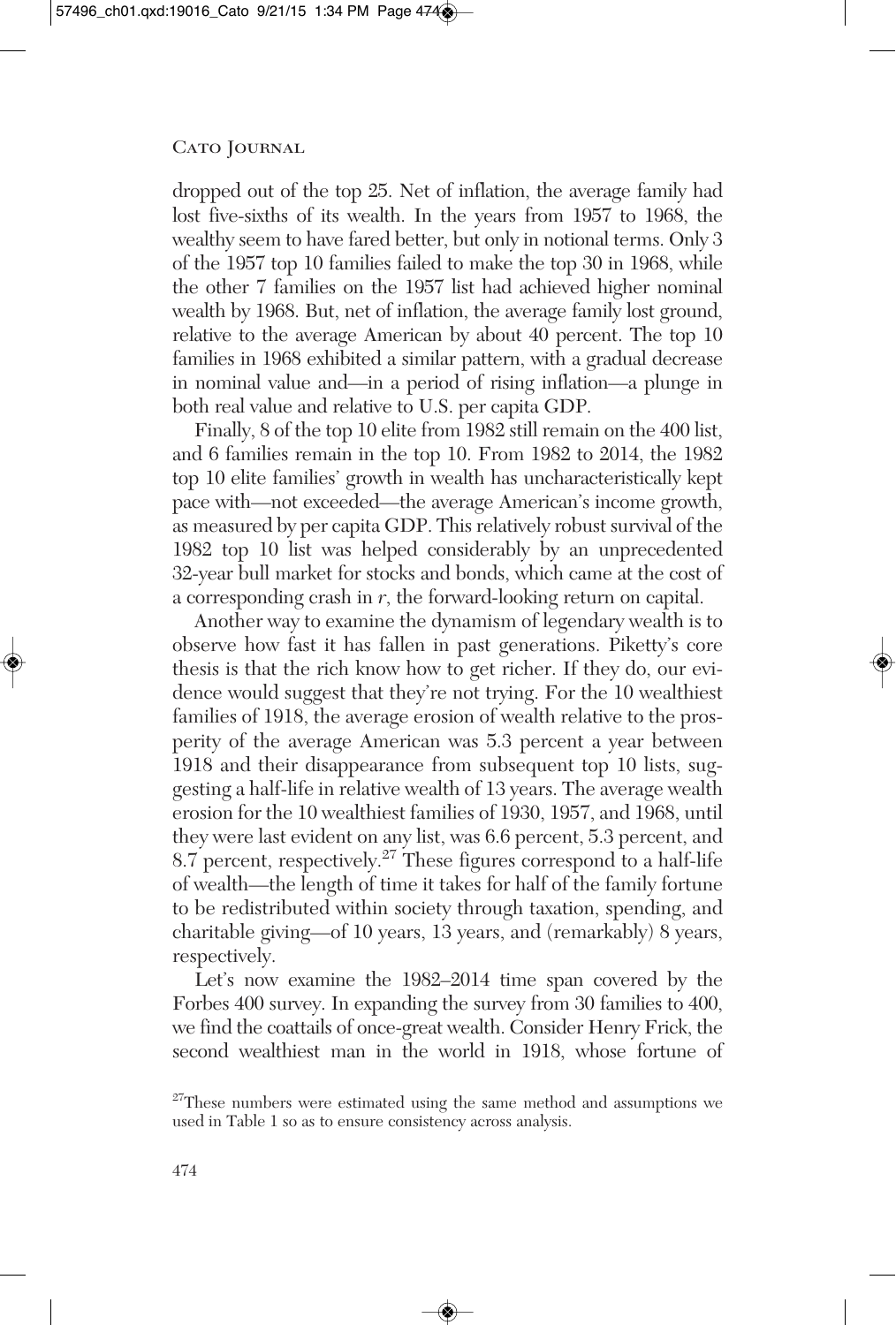dropped out of the top 25. Net of inflation, the average family had lost five-sixths of its wealth. In the years from 1957 to 1968, the wealthy seem to have fared better, but only in notional terms. Only 3 of the 1957 top 10 families failed to make the top 30 in 1968, while the other 7 families on the 1957 list had achieved higher nominal wealth by 1968. But, net of inflation, the average family lost ground, relative to the average American by about 40 percent. The top 10 families in 1968 exhibited a similar pattern, with a gradual decrease in nominal value and—in a period of rising inflation—a plunge in both real value and relative to U.S. per capita GDP.

Finally, 8 of the top 10 elite from 1982 still remain on the 400 list, and 6 families remain in the top 10. From 1982 to 2014, the 1982 top 10 elite families' growth in wealth has uncharacteristically kept pace with—not exceeded—the average American's income growth, as measured by per capita GDP. This relatively robust survival of the 1982 top 10 list was helped considerably by an unprecedented 32-year bull market for stocks and bonds, which came at the cost of a corresponding crash in *r*, the forward-looking return on capital.

Another way to examine the dynamism of legendary wealth is to observe how fast it has fallen in past generations. Piketty's core thesis is that the rich know how to get richer. If they do, our evidence would suggest that they're not trying. For the 10 wealthiest families of 1918, the average erosion of wealth relative to the prosperity of the average American was 5.3 percent a year between 1918 and their disappearance from subsequent top 10 lists, suggesting a half-life in relative wealth of 13 years. The average wealth erosion for the 10 wealthiest families of 1930, 1957, and 1968, until they were last evident on any list, was 6.6 percent, 5.3 percent, and 8.7 percent, respectively.[27] These figures correspond to a half-life of wealth—the length of time it takes for half of the family fortune to be redistributed within society through taxation, spending, and charitable giving—of 10 years, 13 years, and (remarkably) 8 years, respectively.

Let's now examine the 1982–2014 time span covered by the Forbes 400 survey. In expanding the survey from 30 families to 400, we find the coattails of once-great wealth. Consider Henry Frick, the second wealthiest man in the world in 1918, whose fortune of

[27]These numbers were estimated using the same method and assumptions we used in Table 1 so as to ensure consistency across analysis.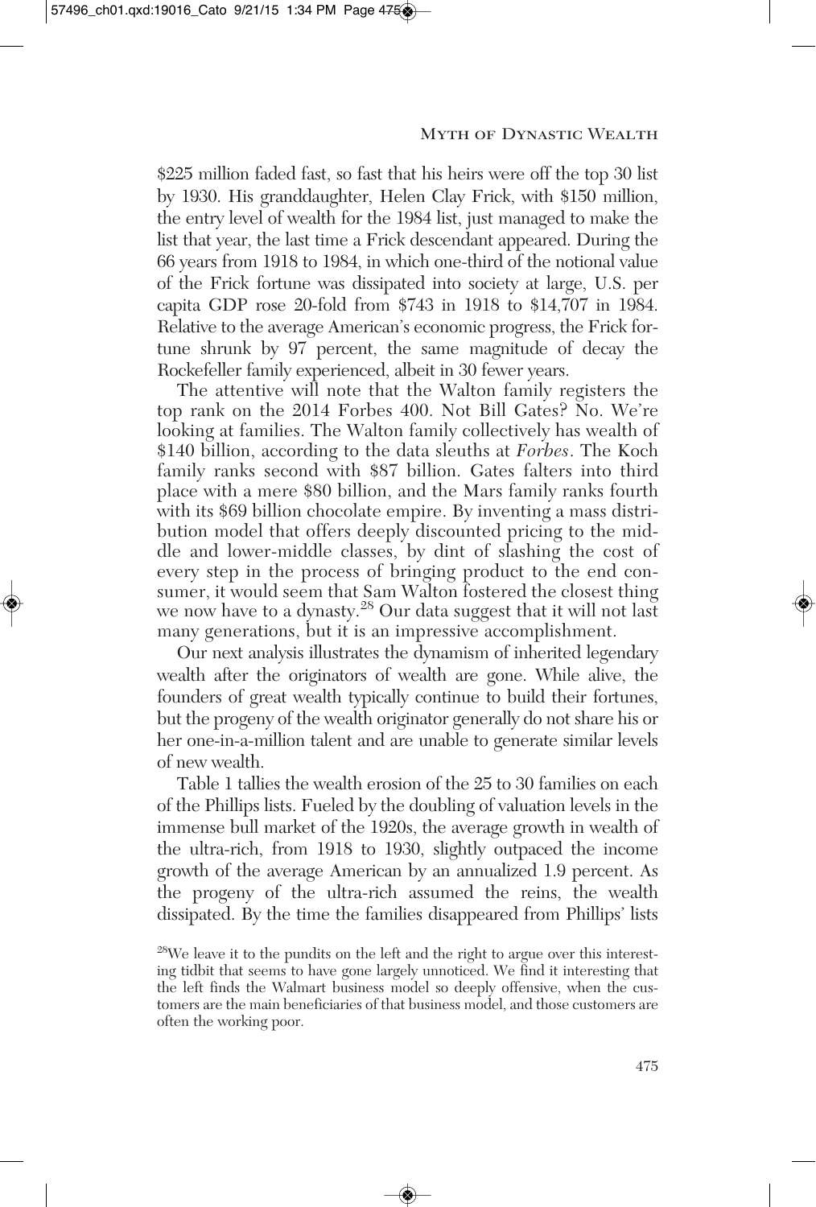$225 million faded fast, so fast that his heirs were off the top 30 list by 1930. His granddaughter, Helen Clay Frick, with $150 million, the entry level of wealth for the 1984 list, just managed to make the list that year, the last time a Frick descendant appeared. During the 66 years from 1918 to 1984, in which one-third of the notional value of the Frick fortune was dissipated into society at large, U.S. per capita GDP rose 20-fold from $743 in 1918 to $14,707 in 1984. Relative to the average American's economic progress, the Frick fortune shrunk by 97 percent, the same magnitude of decay the Rockefeller family experienced, albeit in 30 fewer years.

The attentive will note that the Walton family registers the top rank on the 2014 Forbes 400. Not Bill Gates? No. We're looking at families. The Walton family collectively has wealth of $140 billion, according to the data sleuths at *Forbes*. The Koch family ranks second with $87 billion. Gates falters into third place with a mere $80 billion, and the Mars family ranks fourth with its $69 billion chocolate empire. By inventing a mass distribution model that offers deeply discounted pricing to the middle and lower-middle classes, by dint of slashing the cost of every step in the process of bringing product to the end consumer, it would seem that Sam Walton fostered the closest thing we now have to a dynasty.[28] Our data suggest that it will not last many generations, but it is an impressive accomplishment.

Our next analysis illustrates the dynamism of inherited legendary wealth after the originators of wealth are gone. While alive, the founders of great wealth typically continue to build their fortunes, but the progeny of the wealth originator generally do not share his or her one-in-a-million talent and are unable to generate similar levels of new wealth.

Table 1 tallies the wealth erosion of the 25 to 30 families on each of the Phillips lists. Fueled by the doubling of valuation levels in the immense bull market of the 1920s, the average growth in wealth of the ultra-rich, from 1918 to 1930, slightly outpaced the income growth of the average American by an annualized 1.9 percent. As the progeny of the ultra-rich assumed the reins, the wealth dissipated. By the time the families disappeared from Phillips' lists

[28]We leave it to the pundits on the left and the right to argue over this interesting tidbit that seems to have gone largely unnoticed. We find it interesting that the left finds the Walmart business model so deeply offensive, when the customers are the main beneficiaries of that business model, and those customers are often the working poor.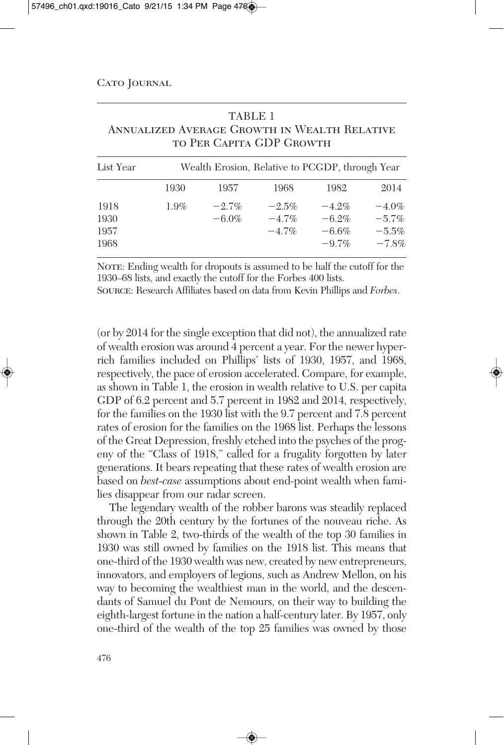TABLE 1
Annualized Average Growth in Wealth Relative to Per Capita GDP Growth

| List Year | Wealth Erosion, Relative to PCGDP, through Year | | | | |
|---|---|---|---|---|---|
| | 1930 | 1957 | 1968 | 1982 | 2014 |
| 1918 | 1.9% | −2.7% | −2.5% | −4.2% | −4.0% |
| 1930 | | −6.0% | −4.7% | −6.2% | −5.7% |
| 1957 | | | −4.7% | −6.6% | −5.5% |
| 1968 | | | | −9.7% | −7.8% |

Note: Ending wealth for dropouts is assumed to be half the cutoff for the 1930–68 lists, and exactly the cutoff for the Forbes 400 lists.
Source: Research Affiliates based on data from Kevin Phillips and *Forbes*.

(or by 2014 for the single exception that did not), the annualized rate of wealth erosion was around 4 percent a year. For the newer hyper-rich families included on Phillips' lists of 1930, 1957, and 1968, respectively, the pace of erosion accelerated. Compare, for example, as shown in Table 1, the erosion in wealth relative to U.S. per capita GDP of 6.2 percent and 5.7 percent in 1982 and 2014, respectively, for the families on the 1930 list with the 9.7 percent and 7.8 percent rates of erosion for the families on the 1968 list. Perhaps the lessons of the Great Depression, freshly etched into the psyches of the progeny of the "Class of 1918," called for a frugality forgotten by later generations. It bears repeating that these rates of wealth erosion are based on *best-case* assumptions about end-point wealth when families disappear from our radar screen.

The legendary wealth of the robber barons was steadily replaced through the 20th century by the fortunes of the nouveau riche. As shown in Table 2, two-thirds of the wealth of the top 30 families in 1930 was still owned by families on the 1918 list. This means that one-third of the 1930 wealth was new, created by new entrepreneurs, innovators, and employers of legions, such as Andrew Mellon, on his way to becoming the wealthiest man in the world, and the descendants of Samuel du Pont de Nemours, on their way to building the eighth-largest fortune in the nation a half-century later. By 1957, only one-third of the wealth of the top 25 families was owned by those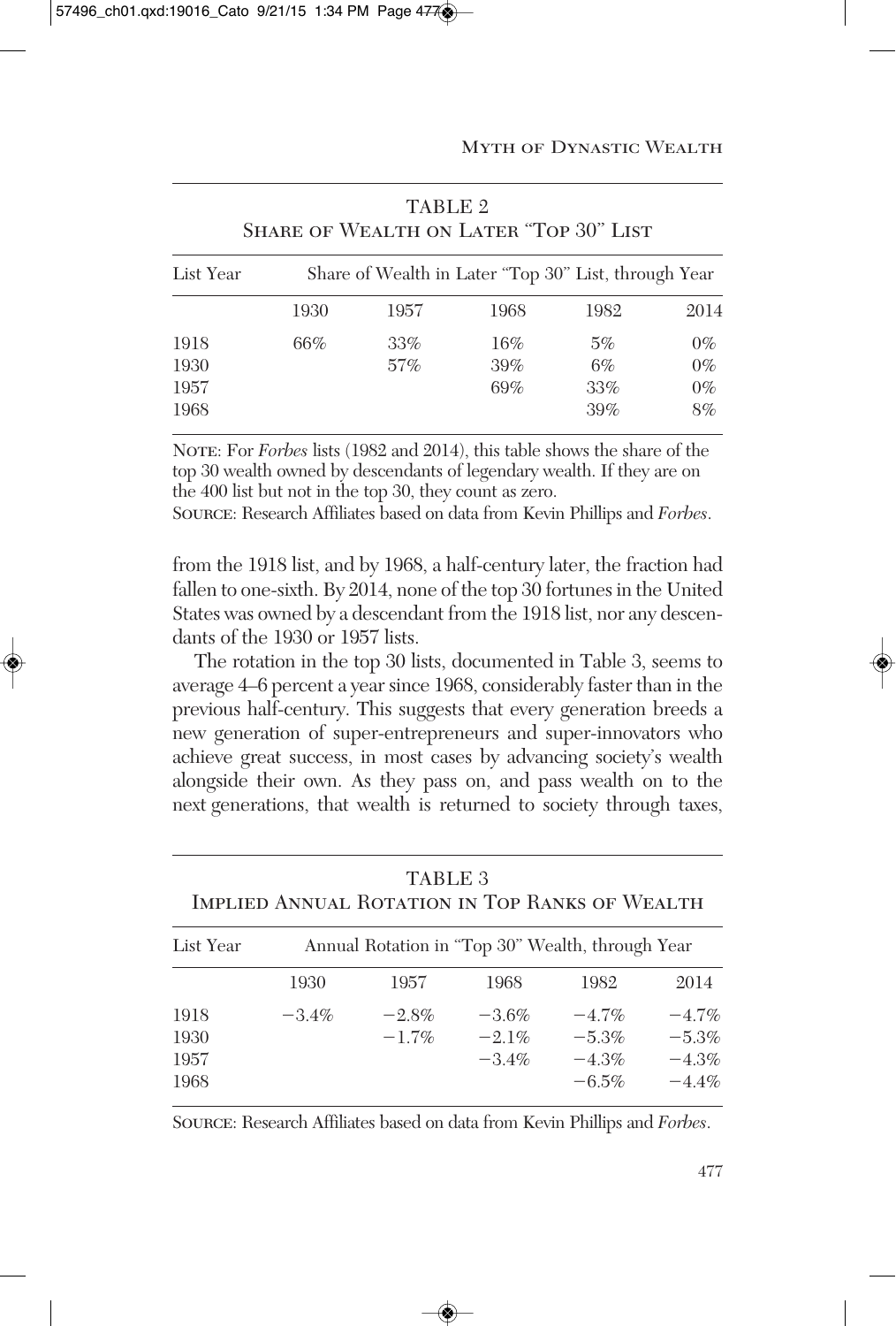TABLE 2
Share of Wealth on Later "Top 30" List

| List Year | Share of Wealth in Later "Top 30" List, through Year | | | | |
|---|---|---|---|---|---|
| | 1930 | 1957 | 1968 | 1982 | 2014 |
| 1918 | 66% | 33% | 16% | 5% | 0% |
| 1930 | | 57% | 39% | 6% | 0% |
| 1957 | | | 69% | 33% | 0% |
| 1968 | | | | 39% | 8% |

Note: For *Forbes* lists (1982 and 2014), this table shows the share of the top 30 wealth owned by descendants of legendary wealth. If they are on the 400 list but not in the top 30, they count as zero.
Source: Research Affiliates based on data from Kevin Phillips and *Forbes*.

from the 1918 list, and by 1968, a half-century later, the fraction had fallen to one-sixth. By 2014, none of the top 30 fortunes in the United States was owned by a descendant from the 1918 list, nor any descendants of the 1930 or 1957 lists.

The rotation in the top 30 lists, documented in Table 3, seems to average 4–6 percent a year since 1968, considerably faster than in the previous half-century. This suggests that every generation breeds a new generation of super-entrepreneurs and super-innovators who achieve great success, in most cases by advancing society's wealth alongside their own. As they pass on, and pass wealth on to the next generations, that wealth is returned to society through taxes,

TABLE 3
Implied Annual Rotation in Top Ranks of Wealth

| List Year | Annual Rotation in "Top 30" Wealth, through Year | | | | |
|---|---|---|---|---|---|
| | 1930 | 1957 | 1968 | 1982 | 2014 |
| 1918 | −3.4% | −2.8% | −3.6% | −4.7% | −4.7% |
| 1930 | | −1.7% | −2.1% | −5.3% | −5.3% |
| 1957 | | | −3.4% | −4.3% | −4.3% |
| 1968 | | | | −6.5% | −4.4% |

Source: Research Affiliates based on data from Kevin Phillips and *Forbes*.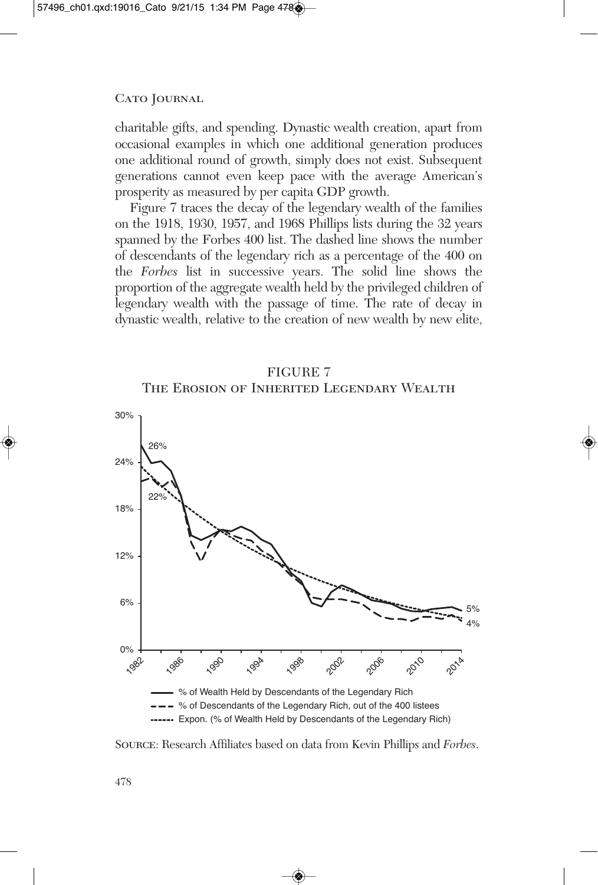charitable gifts, and spending. Dynastic wealth creation, apart from occasional examples in which one additional generation produces one additional round of growth, simply does not exist. Subsequent generations cannot even keep pace with the average American's prosperity as measured by per capita GDP growth.

Figure 7 traces the decay of the legendary wealth of the families on the 1918, 1930, 1957, and 1968 Phillips lists during the 32 years spanned by the Forbes 400 list. The dashed line shows the number of descendants of the legendary rich as a percentage of the 400 on the *Forbes* list in successive years. The solid line shows the proportion of the aggregate wealth held by the privileged children of legendary wealth with the passage of time. The rate of decay in dynastic wealth, relative to the creation of new wealth by new elite,

FIGURE 7
The Erosion of Inherited Legendary Wealth

Source: Research Affiliates based on data from Kevin Phillips and *Forbes*.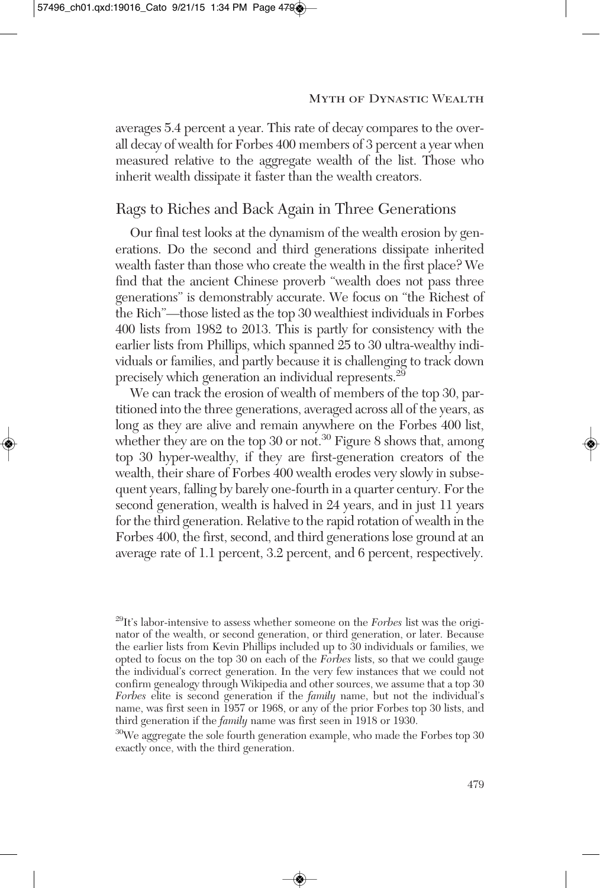averages 5.4 percent a year. This rate of decay compares to the overall decay of wealth for Forbes 400 members of 3 percent a year when measured relative to the aggregate wealth of the list. Those who inherit wealth dissipate it faster than the wealth creators.

## Rags to Riches and Back Again in Three Generations

Our final test looks at the dynamism of the wealth erosion by generations. Do the second and third generations dissipate inherited wealth faster than those who create the wealth in the first place? We find that the ancient Chinese proverb "wealth does not pass three generations" is demonstrably accurate. We focus on "the Richest of the Rich"—those listed as the top 30 wealthiest individuals in Forbes 400 lists from 1982 to 2013. This is partly for consistency with the earlier lists from Phillips, which spanned 25 to 30 ultra-wealthy individuals or families, and partly because it is challenging to track down precisely which generation an individual represents.[29]

We can track the erosion of wealth of members of the top 30, partitioned into the three generations, averaged across all of the years, as long as they are alive and remain anywhere on the Forbes 400 list, whether they are on the top 30 or not.[30] Figure 8 shows that, among top 30 hyper-wealthy, if they are first-generation creators of the wealth, their share of Forbes 400 wealth erodes very slowly in subsequent years, falling by barely one-fourth in a quarter century. For the second generation, wealth is halved in 24 years, and in just 11 years for the third generation. Relative to the rapid rotation of wealth in the Forbes 400, the first, second, and third generations lose ground at an average rate of 1.1 percent, 3.2 percent, and 6 percent, respectively.

[29]It's labor-intensive to assess whether someone on the *Forbes* list was the originator of the wealth, or second generation, or third generation, or later. Because the earlier lists from Kevin Phillips included up to 30 individuals or families, we opted to focus on the top 30 on each of the *Forbes* lists, so that we could gauge the individual's correct generation. In the very few instances that we could not confirm genealogy through Wikipedia and other sources, we assume that a top 30 *Forbes* elite is second generation if the *family* name, but not the individual's name, was first seen in 1957 or 1968, or any of the prior Forbes top 30 lists, and third generation if the *family* name was first seen in 1918 or 1930.

[30]We aggregate the sole fourth generation example, who made the Forbes top 30 exactly once, with the third generation.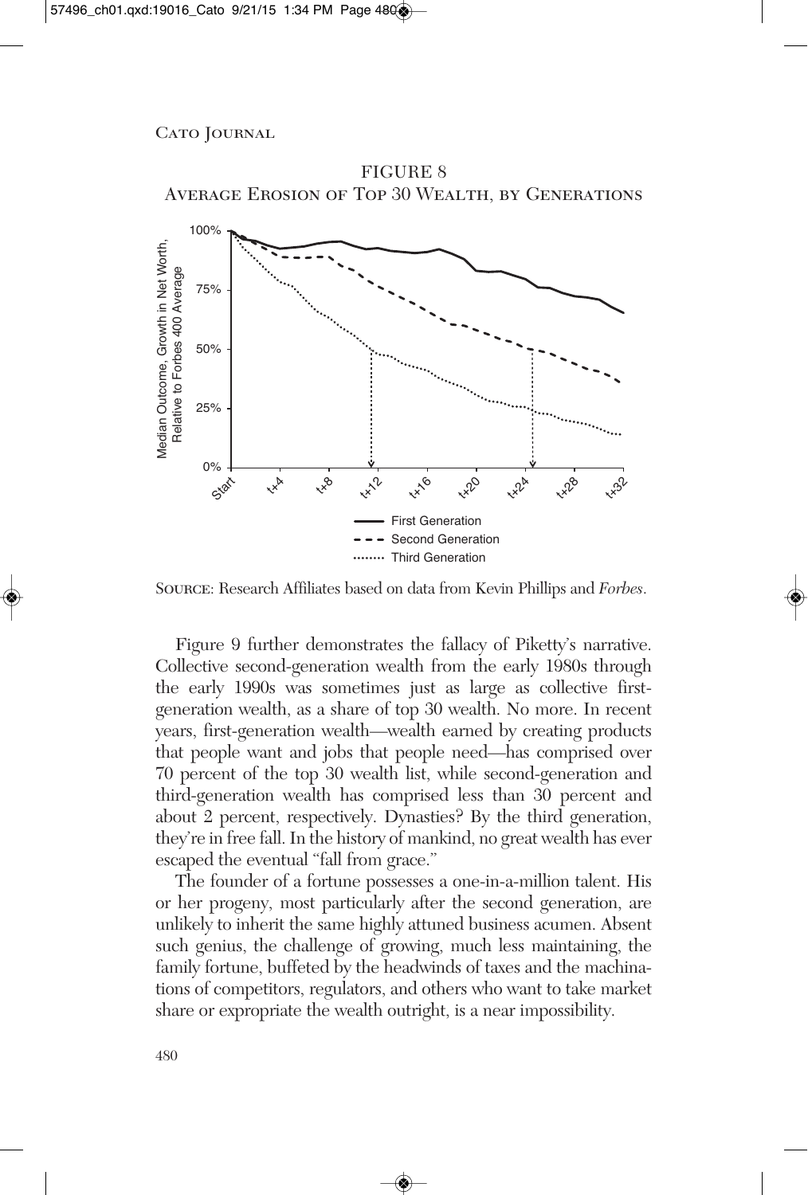FIGURE 8
Average Erosion of Top 30 Wealth, by Generations

Source: Research Affiliates based on data from Kevin Phillips and *Forbes*.

Figure 9 further demonstrates the fallacy of Piketty's narrative. Collective second-generation wealth from the early 1980s through the early 1990s was sometimes just as large as collective first-generation wealth, as a share of top 30 wealth. No more. In recent years, first-generation wealth—wealth earned by creating products that people want and jobs that people need—has comprised over 70 percent of the top 30 wealth list, while second-generation and third-generation wealth has comprised less than 30 percent and about 2 percent, respectively. Dynasties? By the third generation, they're in free fall. In the history of mankind, no great wealth has ever escaped the eventual "fall from grace."

The founder of a fortune possesses a one-in-a-million talent. His or her progeny, most particularly after the second generation, are unlikely to inherit the same highly attuned business acumen. Absent such genius, the challenge of growing, much less maintaining, the family fortune, buffeted by the headwinds of taxes and the machinations of competitors, regulators, and others who want to take market share or expropriate the wealth outright, is a near impossibility.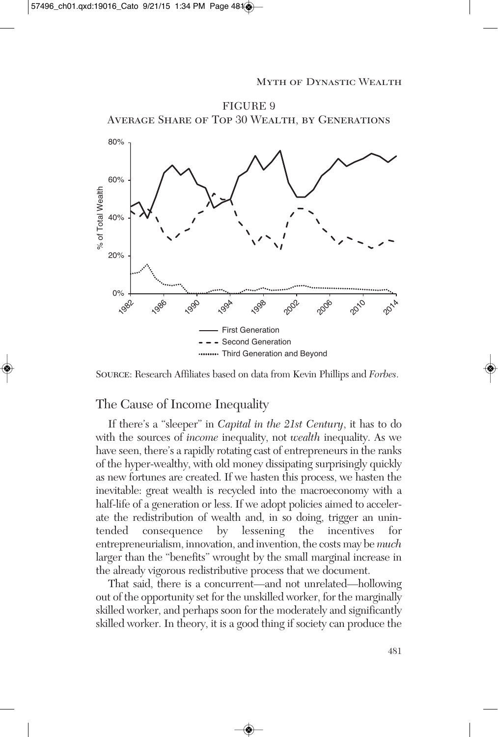FIGURE 9
AVERAGE SHARE OF TOP 30 WEALTH, BY GENERATIONS

SOURCE: Research Affiliates based on data from Kevin Phillips and *Forbes*.

## The Cause of Income Inequality

If there's a "sleeper" in *Capital in the 21st Century*, it has to do with the sources of *income* inequality, not *wealth* inequality. As we have seen, there's a rapidly rotating cast of entrepreneurs in the ranks of the hyper-wealthy, with old money dissipating surprisingly quickly as new fortunes are created. If we hasten this process, we hasten the inevitable: great wealth is recycled into the macroeconomy with a half-life of a generation or less. If we adopt policies aimed to accelerate the redistribution of wealth and, in so doing, trigger an unintended consequence by lessening the incentives for entrepreneurialism, innovation, and invention, the costs may be *much* larger than the "benefits" wrought by the small marginal increase in the already vigorous redistributive process that we document.

That said, there is a concurrent—and not unrelated—hollowing out of the opportunity set for the unskilled worker, for the marginally skilled worker, and perhaps soon for the moderately and significantly skilled worker. In theory, it is a good thing if society can produce the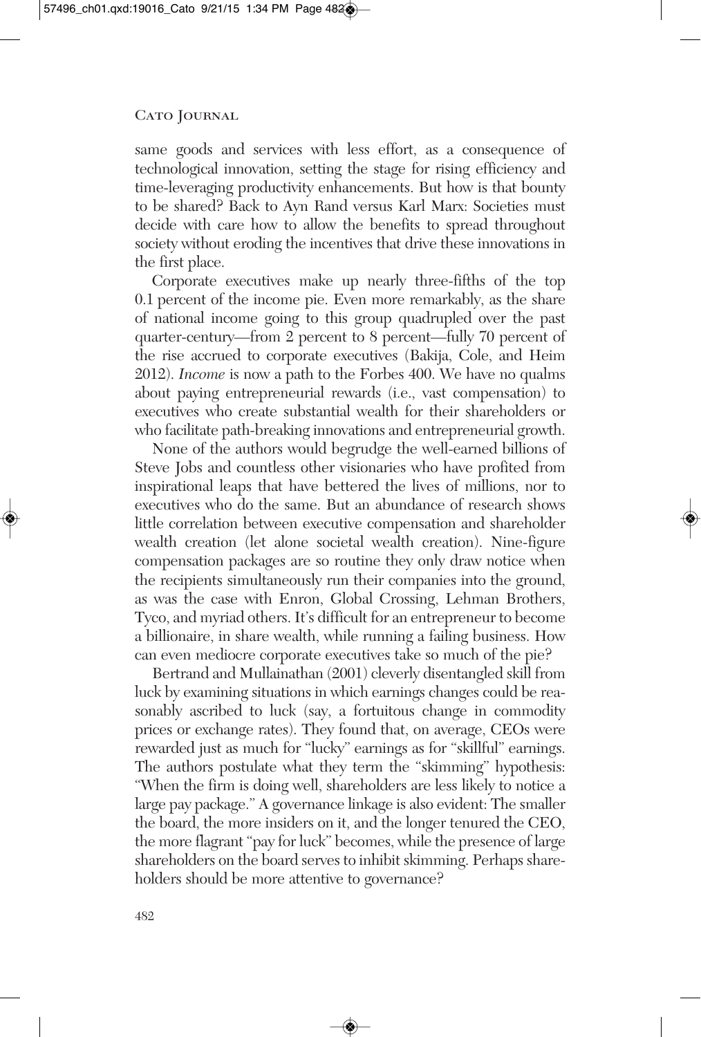same goods and services with less effort, as a consequence of technological innovation, setting the stage for rising efficiency and time-leveraging productivity enhancements. But how is that bounty to be shared? Back to Ayn Rand versus Karl Marx: Societies must decide with care how to allow the benefits to spread throughout society without eroding the incentives that drive these innovations in the first place.

Corporate executives make up nearly three-fifths of the top 0.1 percent of the income pie. Even more remarkably, as the share of national income going to this group quadrupled over the past quarter-century—from 2 percent to 8 percent—fully 70 percent of the rise accrued to corporate executives (Bakija, Cole, and Heim 2012). *Income* is now a path to the Forbes 400. We have no qualms about paying entrepreneurial rewards (i.e., vast compensation) to executives who create substantial wealth for their shareholders or who facilitate path-breaking innovations and entrepreneurial growth.

None of the authors would begrudge the well-earned billions of Steve Jobs and countless other visionaries who have profited from inspirational leaps that have bettered the lives of millions, nor to executives who do the same. But an abundance of research shows little correlation between executive compensation and shareholder wealth creation (let alone societal wealth creation). Nine-figure compensation packages are so routine they only draw notice when the recipients simultaneously run their companies into the ground, as was the case with Enron, Global Crossing, Lehman Brothers, Tyco, and myriad others. It's difficult for an entrepreneur to become a billionaire, in share wealth, while running a failing business. How can even mediocre corporate executives take so much of the pie?

Bertrand and Mullainathan (2001) cleverly disentangled skill from luck by examining situations in which earnings changes could be reasonably ascribed to luck (say, a fortuitous change in commodity prices or exchange rates). They found that, on average, CEOs were rewarded just as much for "lucky" earnings as for "skillful" earnings. The authors postulate what they term the "skimming" hypothesis: "When the firm is doing well, shareholders are less likely to notice a large pay package." A governance linkage is also evident: The smaller the board, the more insiders on it, and the longer tenured the CEO, the more flagrant "pay for luck" becomes, while the presence of large shareholders on the board serves to inhibit skimming. Perhaps shareholders should be more attentive to governance?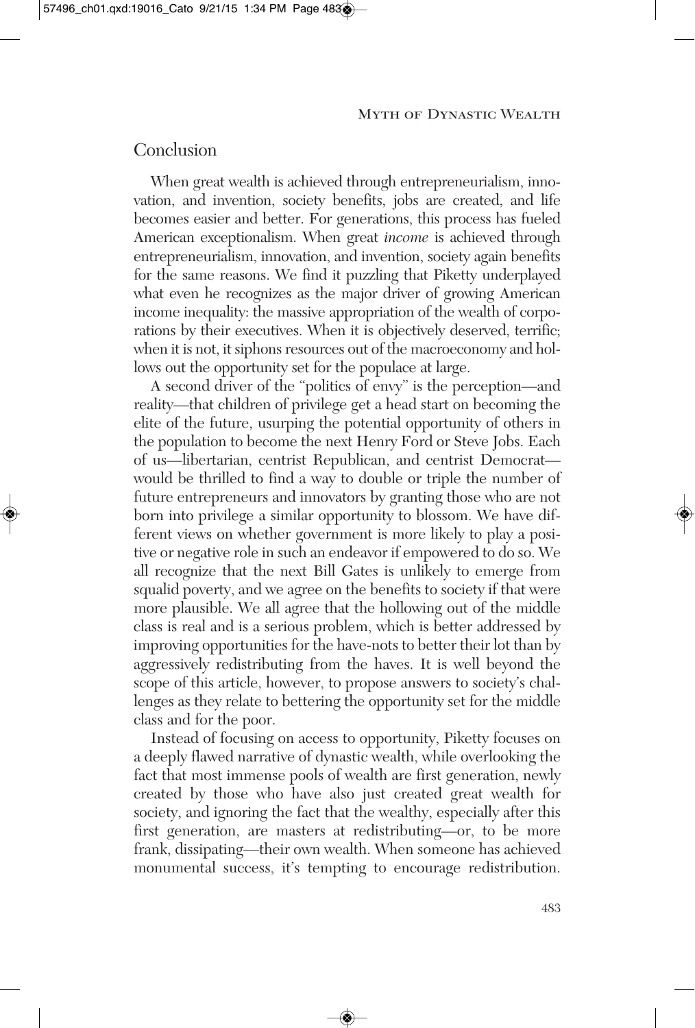## Conclusion

When great wealth is achieved through entrepreneurialism, innovation, and invention, society benefits, jobs are created, and life becomes easier and better. For generations, this process has fueled American exceptionalism. When great *income* is achieved through entrepreneurialism, innovation, and invention, society again benefits for the same reasons. We find it puzzling that Piketty underplayed what even he recognizes as the major driver of growing American income inequality: the massive appropriation of the wealth of corporations by their executives. When it is objectively deserved, terrific; when it is not, it siphons resources out of the macroeconomy and hollows out the opportunity set for the populace at large.

A second driver of the "politics of envy" is the perception—and reality—that children of privilege get a head start on becoming the elite of the future, usurping the potential opportunity of others in the population to become the next Henry Ford or Steve Jobs. Each of us—libertarian, centrist Republican, and centrist Democrat—would be thrilled to find a way to double or triple the number of future entrepreneurs and innovators by granting those who are not born into privilege a similar opportunity to blossom. We have different views on whether government is more likely to play a positive or negative role in such an endeavor if empowered to do so. We all recognize that the next Bill Gates is unlikely to emerge from squalid poverty, and we agree on the benefits to society if that were more plausible. We all agree that the hollowing out of the middle class is real and is a serious problem, which is better addressed by improving opportunities for the have-nots to better their lot than by aggressively redistributing from the haves. It is well beyond the scope of this article, however, to propose answers to society's challenges as they relate to bettering the opportunity set for the middle class and for the poor.

Instead of focusing on access to opportunity, Piketty focuses on a deeply flawed narrative of dynastic wealth, while overlooking the fact that most immense pools of wealth are first generation, newly created by those who have also just created great wealth for society, and ignoring the fact that the wealthy, especially after this first generation, are masters at redistributing—or, to be more frank, dissipating—their own wealth. When someone has achieved monumental success, it's tempting to encourage redistribution.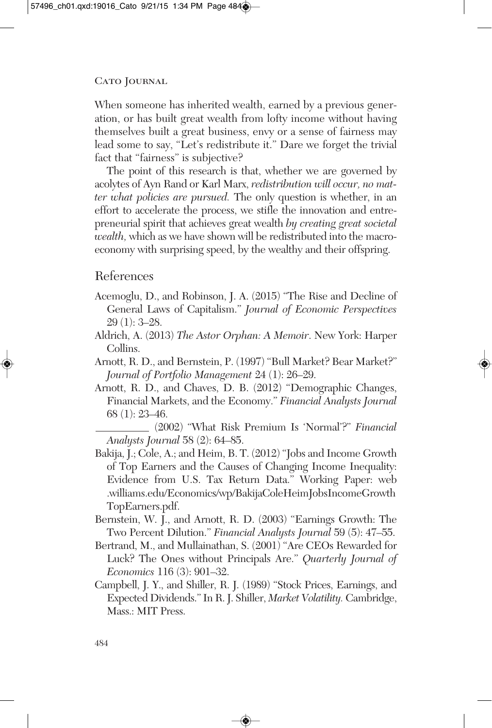When someone has inherited wealth, earned by a previous generation, or has built great wealth from lofty income without having themselves built a great business, envy or a sense of fairness may lead some to say, "Let's redistribute it." Dare we forget the trivial fact that "fairness" is subjective?

The point of this research is that, whether we are governed by acolytes of Ayn Rand or Karl Marx, *redistribution will occur, no matter what policies are pursued.* The only question is whether, in an effort to accelerate the process, we stifle the innovation and entrepreneurial spirit that achieves great wealth *by creating great societal wealth,* which as we have shown will be redistributed into the macroeconomy with surprising speed, by the wealthy and their offspring.

## References

Acemoglu, D., and Robinson, J. A. (2015) "The Rise and Decline of General Laws of Capitalism." *Journal of Economic Perspectives* 29 (1): 3–28.

Aldrich, A. (2013) *The Astor Orphan: A Memoir*. New York: Harper Collins.

Arnott, R. D., and Bernstein, P. (1997) "Bull Market? Bear Market?" *Journal of Portfolio Management* 24 (1): 26–29.

Arnott, R. D., and Chaves, D. B. (2012) "Demographic Changes, Financial Markets, and the Economy." *Financial Analysts Journal* 68 (1): 23–46.

\_\_\_\_\_\_\_\_\_\_ (2002) "What Risk Premium Is 'Normal'?" *Financial Analysts Journal* 58 (2): 64–85.

Bakija, J.; Cole, A.; and Heim, B. T. (2012) "Jobs and Income Growth of Top Earners and the Causes of Changing Income Inequality: Evidence from U.S. Tax Return Data." Working Paper: web.williams.edu/Economics/wp/BakijaColeHeimJobsIncomeGrowthTopEarners.pdf.

Bernstein, W. J., and Arnott, R. D. (2003) "Earnings Growth: The Two Percent Dilution." *Financial Analysts Journal* 59 (5): 47–55.

Bertrand, M., and Mullainathan, S. (2001) "Are CEOs Rewarded for Luck? The Ones without Principals Are." *Quarterly Journal of Economics* 116 (3): 901–32.

Campbell, J. Y., and Shiller, R. J. (1989) "Stock Prices, Earnings, and Expected Dividends." In R. J. Shiller, *Market Volatility.* Cambridge, Mass.: MIT Press.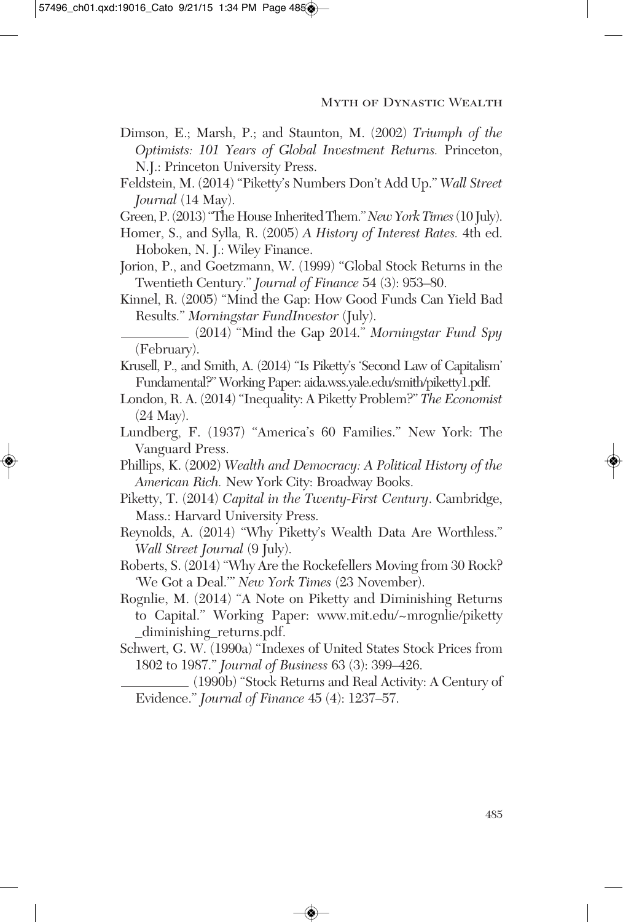Dimson, E.; Marsh, P.; and Staunton, M. (2002) *Triumph of the Optimists: 101 Years of Global Investment Returns.* Princeton, N.J.: Princeton University Press.

Feldstein, M. (2014) "Piketty's Numbers Don't Add Up." *Wall Street Journal* (14 May).

Green, P. (2013) "The House Inherited Them." *New York Times* (10 July).

Homer, S., and Sylla, R. (2005) *A History of Interest Rates.* 4th ed. Hoboken, N. J.: Wiley Finance.

Jorion, P., and Goetzmann, W. (1999) "Global Stock Returns in the Twentieth Century." *Journal of Finance* 54 (3): 953–80.

Kinnel, R. (2005) "Mind the Gap: How Good Funds Can Yield Bad Results." *Morningstar FundInvestor* (July).

———— (2014) "Mind the Gap 2014." *Morningstar Fund Spy* (February).

Krusell, P., and Smith, A. (2014) "Is Piketty's 'Second Law of Capitalism' Fundamental?" Working Paper: aida.wss.yale.edu/smith/piketty1.pdf.

London, R. A. (2014) "Inequality: A Piketty Problem?" *The Economist* (24 May).

Lundberg, F. (1937) "America's 60 Families." New York: The Vanguard Press.

Phillips, K. (2002) *Wealth and Democracy: A Political History of the American Rich.* New York City: Broadway Books.

Piketty, T. (2014) *Capital in the Twenty-First Century*. Cambridge, Mass.: Harvard University Press.

Reynolds, A. (2014) "Why Piketty's Wealth Data Are Worthless." *Wall Street Journal* (9 July).

Roberts, S. (2014) "Why Are the Rockefellers Moving from 30 Rock? 'We Got a Deal.'" *New York Times* (23 November).

Rognlie, M. (2014) "A Note on Piketty and Diminishing Returns to Capital." Working Paper: www.mit.edu/~mrognlie/piketty_diminishing_returns.pdf.

Schwert, G. W. (1990a) "Indexes of United States Stock Prices from 1802 to 1987." *Journal of Business* 63 (3): 399–426.

———— (1990b) "Stock Returns and Real Activity: A Century of Evidence." *Journal of Finance* 45 (4): 1237–57.